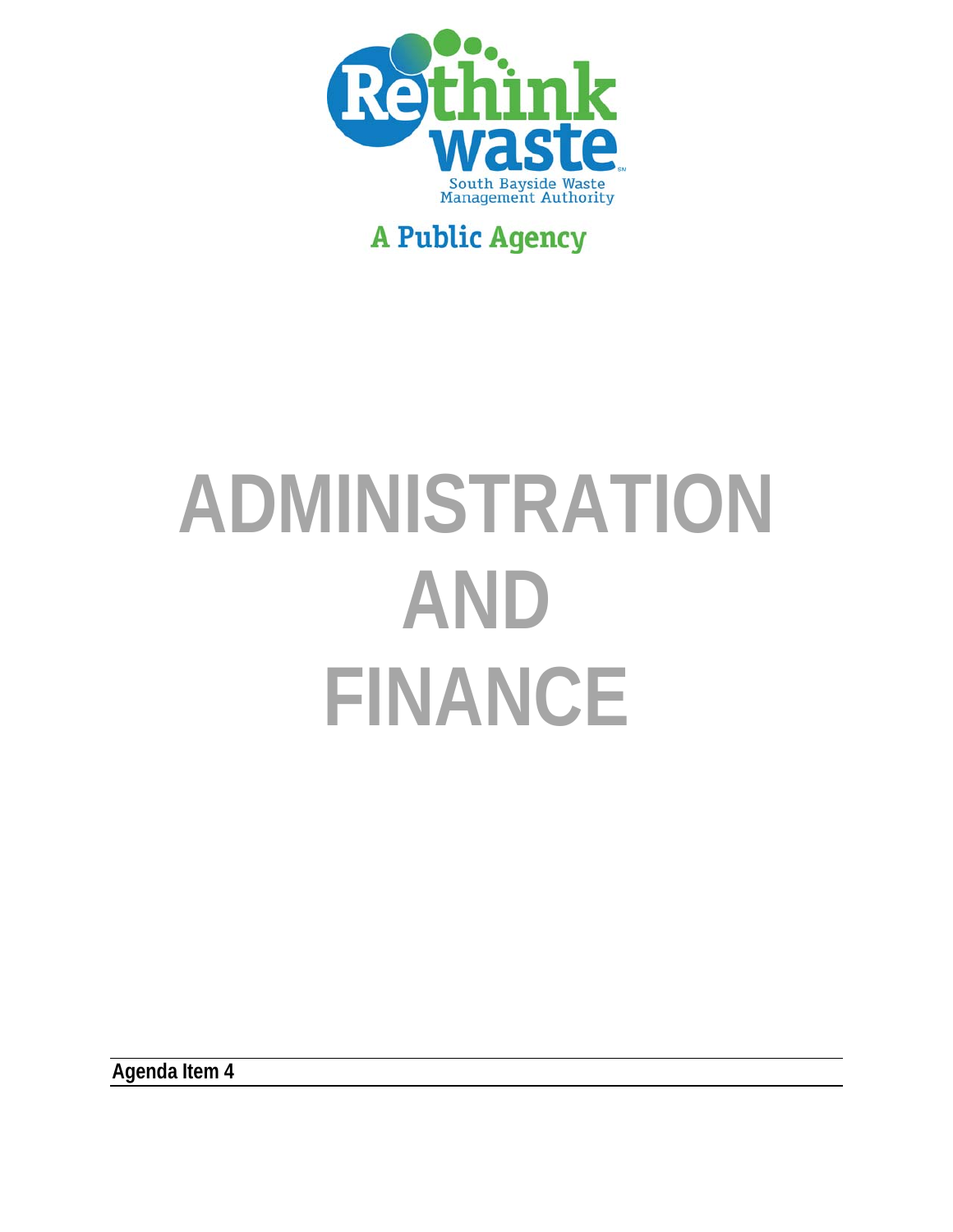Rethink waste

South Bayside Waste Management Authority

A Public Agency

# ADMINISTRATION AND FINANCE

**Agenda Item 4**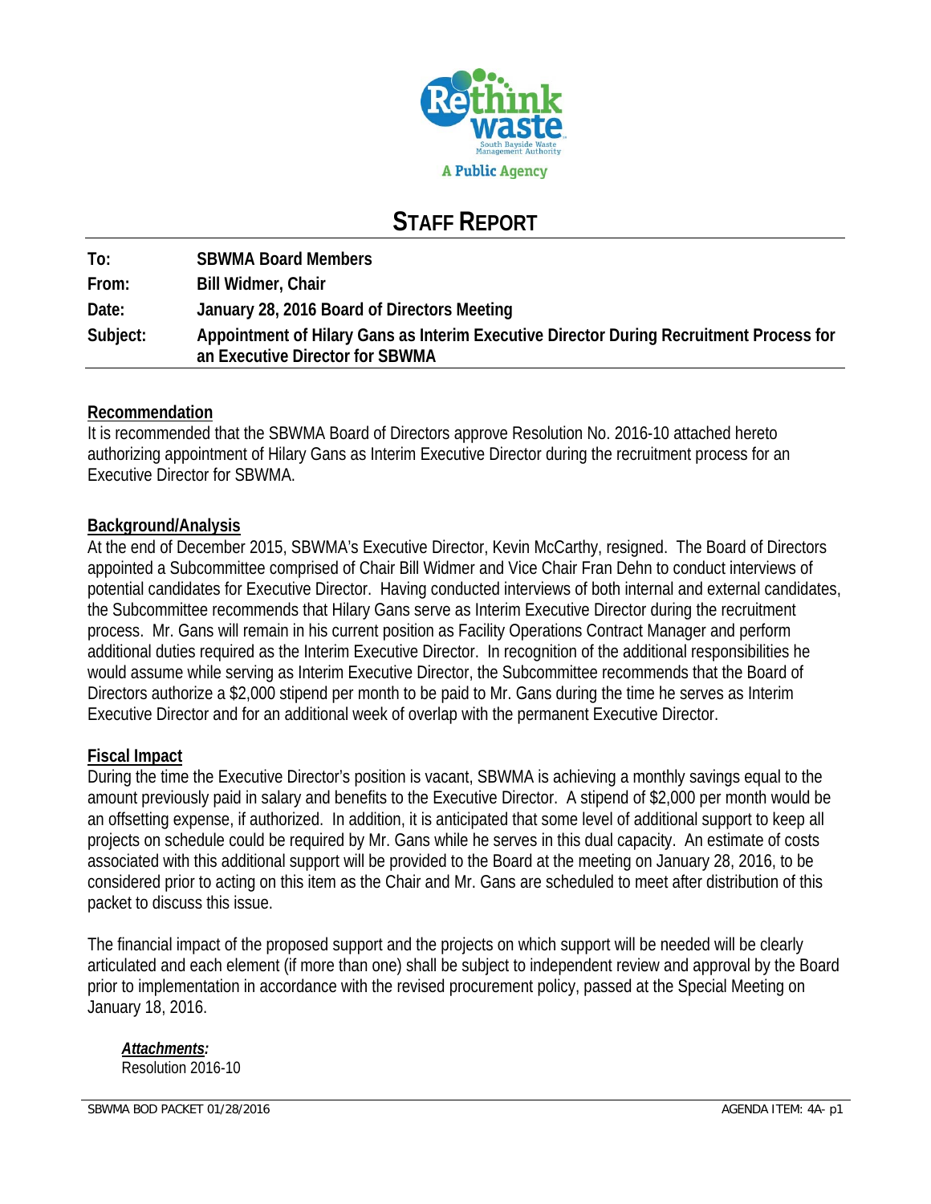# STAFF REPORT

| | |
|---|---|
| **To:** | **SBWMA Board Members** |
| **From:** | **Bill Widmer, Chair** |
| **Date:** | **January 28, 2016 Board of Directors Meeting** |
| **Subject:** | **Appointment of Hilary Gans as Interim Executive Director During Recruitment Process for an Executive Director for SBWMA** |

**Recommendation**

It is recommended that the SBWMA Board of Directors approve Resolution No. 2016-10 attached hereto authorizing appointment of Hilary Gans as Interim Executive Director during the recruitment process for an Executive Director for SBWMA.

**Background/Analysis**

At the end of December 2015, SBWMA's Executive Director, Kevin McCarthy, resigned. The Board of Directors appointed a Subcommittee comprised of Chair Bill Widmer and Vice Chair Fran Dehn to conduct interviews of potential candidates for Executive Director. Having conducted interviews of both internal and external candidates, the Subcommittee recommends that Hilary Gans serve as Interim Executive Director during the recruitment process. Mr. Gans will remain in his current position as Facility Operations Contract Manager and perform additional duties required as the Interim Executive Director. In recognition of the additional responsibilities he would assume while serving as Interim Executive Director, the Subcommittee recommends that the Board of Directors authorize a $2,000 stipend per month to be paid to Mr. Gans during the time he serves as Interim Executive Director and for an additional week of overlap with the permanent Executive Director.

**Fiscal Impact**

During the time the Executive Director's position is vacant, SBWMA is achieving a monthly savings equal to the amount previously paid in salary and benefits to the Executive Director. A stipend of $2,000 per month would be an offsetting expense, if authorized. In addition, it is anticipated that some level of additional support to keep all projects on schedule could be required by Mr. Gans while he serves in this dual capacity. An estimate of costs associated with this additional support will be provided to the Board at the meeting on January 28, 2016, to be considered prior to acting on this item as the Chair and Mr. Gans are scheduled to meet after distribution of this packet to discuss this issue.

The financial impact of the proposed support and the projects on which support will be needed will be clearly articulated and each element (if more than one) shall be subject to independent review and approval by the Board prior to implementation in accordance with the revised procurement policy, passed at the Special Meeting on January 18, 2016.

***Attachments:***
Resolution 2016-10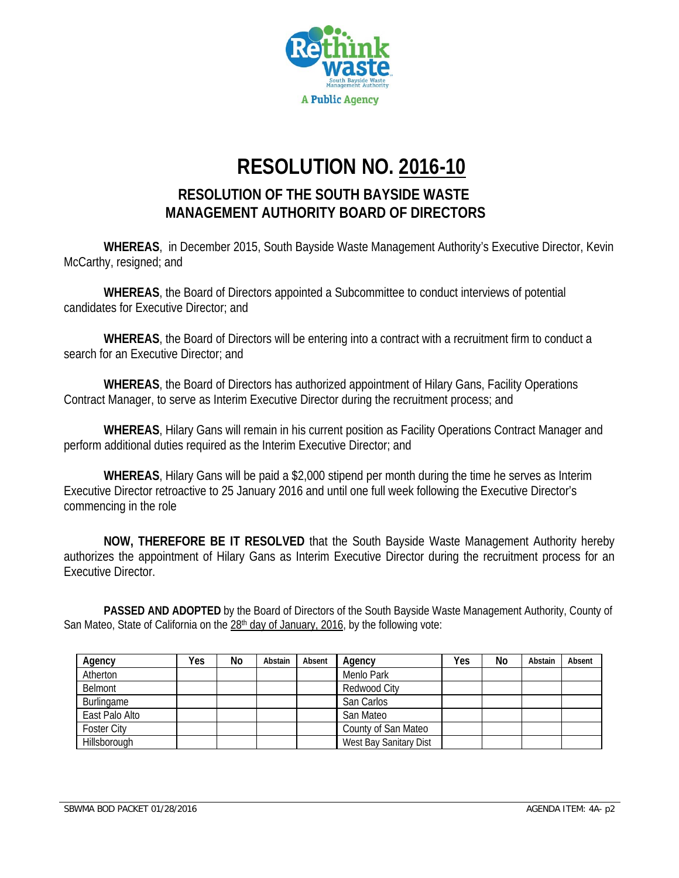# RESOLUTION NO. 2016-10

## RESOLUTION OF THE SOUTH BAYSIDE WASTE MANAGEMENT AUTHORITY BOARD OF DIRECTORS

**WHEREAS**, in December 2015, South Bayside Waste Management Authority's Executive Director, Kevin McCarthy, resigned; and

**WHEREAS**, the Board of Directors appointed a Subcommittee to conduct interviews of potential candidates for Executive Director; and

**WHEREAS**, the Board of Directors will be entering into a contract with a recruitment firm to conduct a search for an Executive Director; and

**WHEREAS**, the Board of Directors has authorized appointment of Hilary Gans, Facility Operations Contract Manager, to serve as Interim Executive Director during the recruitment process; and

**WHEREAS**, Hilary Gans will remain in his current position as Facility Operations Contract Manager and perform additional duties required as the Interim Executive Director; and

**WHEREAS**, Hilary Gans will be paid a $2,000 stipend per month during the time he serves as Interim Executive Director retroactive to 25 January 2016 and until one full week following the Executive Director's commencing in the role

**NOW, THEREFORE BE IT RESOLVED** that the South Bayside Waste Management Authority hereby authorizes the appointment of Hilary Gans as Interim Executive Director during the recruitment process for an Executive Director.

**PASSED AND ADOPTED** by the Board of Directors of the South Bayside Waste Management Authority, County of San Mateo, State of California on the 28th day of January, 2016, by the following vote:

| Agency | Yes | No | Abstain | Absent | Agency | Yes | No | Abstain | Absent |
|---|---|---|---|---|---|---|---|---|---|
| Atherton | | | | | Menlo Park | | | | |
| Belmont | | | | | Redwood City | | | | |
| Burlingame | | | | | San Carlos | | | | |
| East Palo Alto | | | | | San Mateo | | | | |
| Foster City | | | | | County of San Mateo | | | | |
| Hillsborough | | | | | West Bay Sanitary Dist | | | | |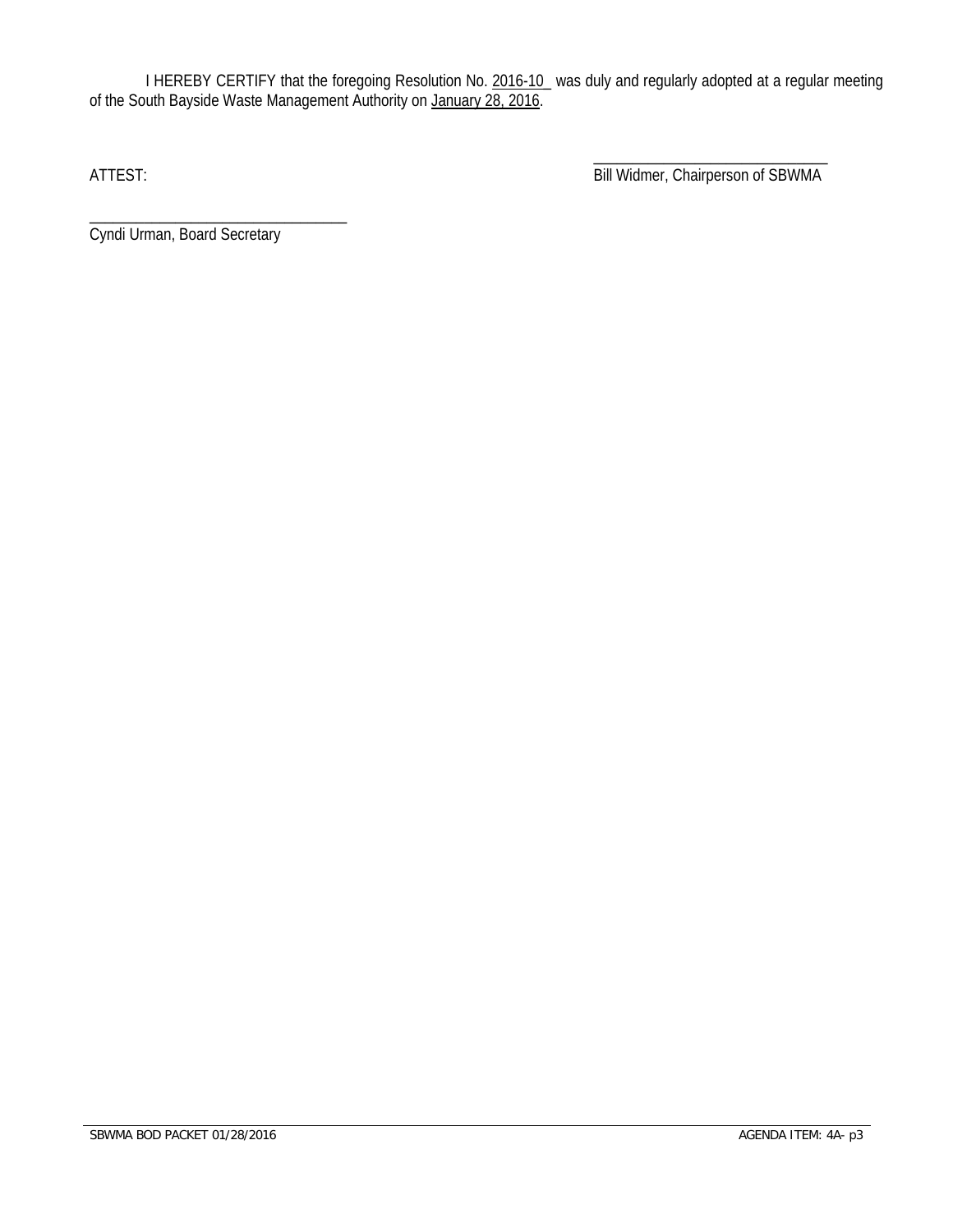I HEREBY CERTIFY that the foregoing Resolution No. 2016-10 was duly and regularly adopted at a regular meeting of the South Bayside Waste Management Authority on January 28, 2016.

ATTEST:

_______________________________
Bill Widmer, Chairperson of SBWMA

_______________________________
Cyndi Urman, Board Secretary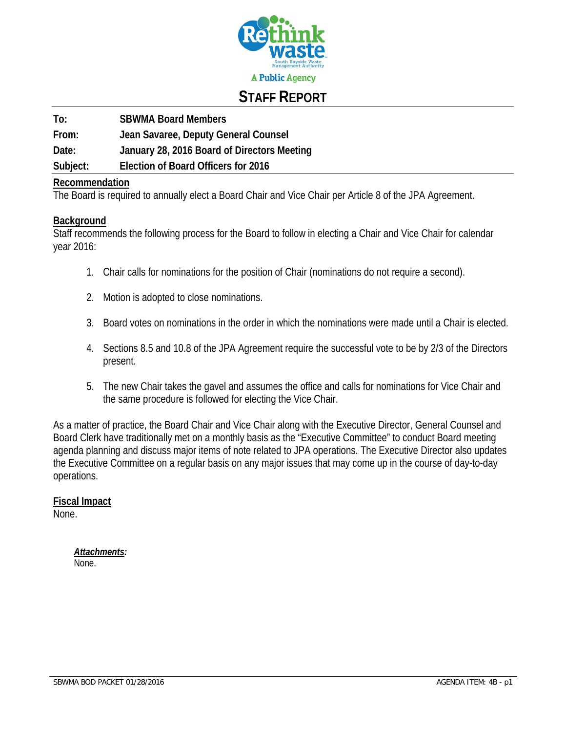Rethink waste
South Bayside Waste Management Authority

A Public Agency

# STAFF REPORT

**To:** SBWMA Board Members

**From:** Jean Savaree, Deputy General Counsel

**Date:** January 28, 2016 Board of Directors Meeting

**Subject:** Election of Board Officers for 2016

## Recommendation

The Board is required to annually elect a Board Chair and Vice Chair per Article 8 of the JPA Agreement.

## Background

Staff recommends the following process for the Board to follow in electing a Chair and Vice Chair for calendar year 2016:

1. Chair calls for nominations for the position of Chair (nominations do not require a second).
2. Motion is adopted to close nominations.
3. Board votes on nominations in the order in which the nominations were made until a Chair is elected.
4. Sections 8.5 and 10.8 of the JPA Agreement require the successful vote to be by 2/3 of the Directors present.
5. The new Chair takes the gavel and assumes the office and calls for nominations for Vice Chair and the same procedure is followed for electing the Vice Chair.

As a matter of practice, the Board Chair and Vice Chair along with the Executive Director, General Counsel and Board Clerk have traditionally met on a monthly basis as the "Executive Committee" to conduct Board meeting agenda planning and discuss major items of note related to JPA operations. The Executive Director also updates the Executive Committee on a regular basis on any major issues that may come up in the course of day-to-day operations.

## Fiscal Impact

None.

***Attachments:***
None.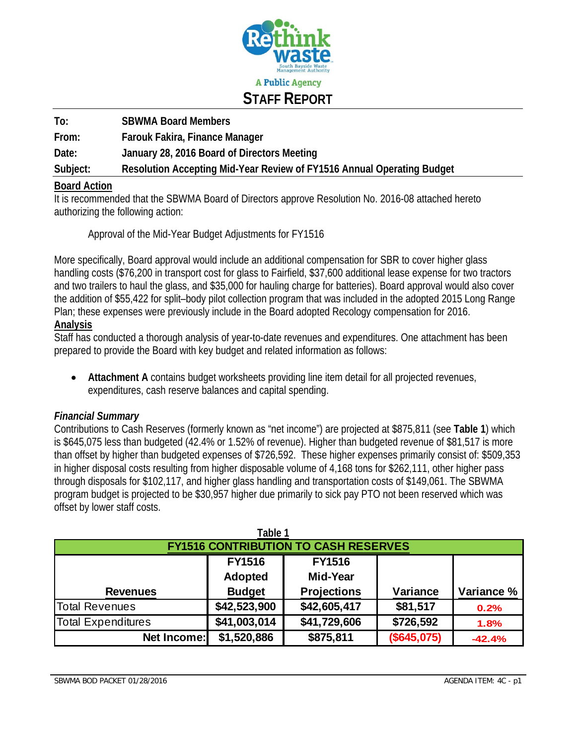Rethink waste

South Bayside Waste Management Authority

A Public Agency

# STAFF REPORT

**To:** SBWMA Board Members

**From:** Farouk Fakira, Finance Manager

**Date:** January 28, 2016 Board of Directors Meeting

**Subject:** Resolution Accepting Mid-Year Review of FY1516 Annual Operating Budget

## Board Action

It is recommended that the SBWMA Board of Directors approve Resolution No. 2016-08 attached hereto authorizing the following action:

Approval of the Mid-Year Budget Adjustments for FY1516

More specifically, Board approval would include an additional compensation for SBR to cover higher glass handling costs ($76,200 in transport cost for glass to Fairfield, $37,600 additional lease expense for two tractors and two trailers to haul the glass, and $35,000 for hauling charge for batteries). Board approval would also cover the addition of $55,422 for split–body pilot collection program that was included in the adopted 2015 Long Range Plan; these expenses were previously include in the Board adopted Recology compensation for 2016.

## Analysis

Staff has conducted a thorough analysis of year-to-date revenues and expenditures. One attachment has been prepared to provide the Board with key budget and related information as follows:

- **Attachment A** contains budget worksheets providing line item detail for all projected revenues, expenditures, cash reserve balances and capital spending.

### *Financial Summary*

Contributions to Cash Reserves (formerly known as "net income") are projected at $875,811 (see **Table 1**) which is $645,075 less than budgeted (42.4% or 1.52% of revenue). Higher than budgeted revenue of $81,517 is more than offset by higher than budgeted expenses of $726,592. These higher expenses primarily consist of: $509,353 in higher disposal costs resulting from higher disposable volume of 4,168 tons for $262,111, other higher pass through disposals for $102,117, and higher glass handling and transportation costs of $149,061. The SBWMA program budget is projected to be $30,957 higher due primarily to sick pay PTO not been reserved which was offset by lower staff costs.

**Table 1**

| FY1516 CONTRIBUTION TO CASH RESERVES | | | | |
|---|---|---|---|---|
| **Revenues** | **FY1516 Adopted Budget** | **FY1516 Mid-Year Projections** | **Variance** | **Variance %** |
| Total Revenues | $42,523,900 | $42,605,417 | $81,517 | 0.2% |
| Total Expenditures | $41,003,014 | $41,729,606 | $726,592 | 1.8% |
| **Net Income:** | $1,520,886 | $875,811 | ($645,075) | -42.4% |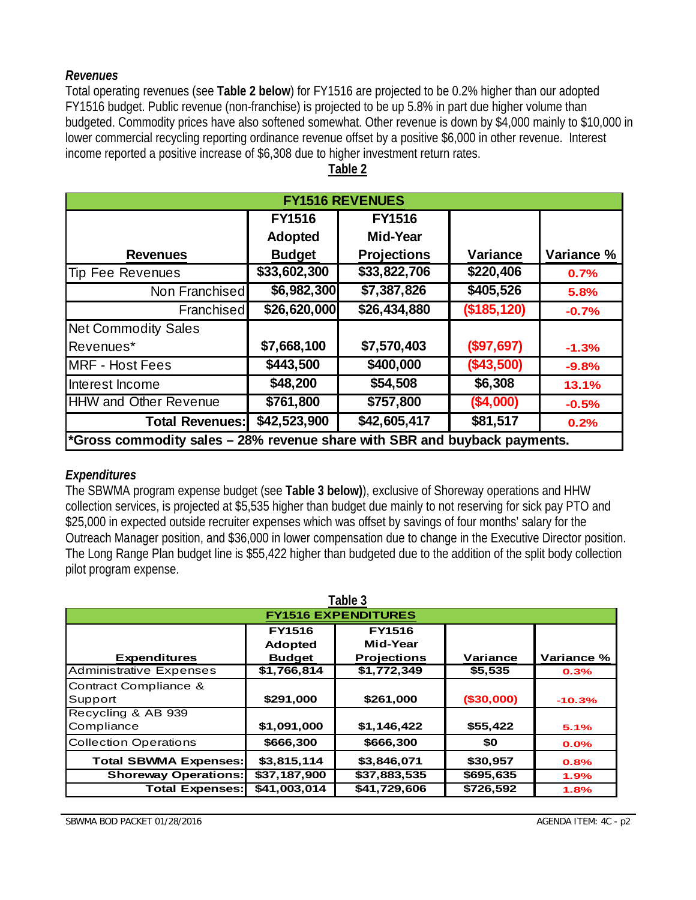### *Revenues*

Total operating revenues (see **Table 2 below**) for FY1516 are projected to be 0.2% higher than our adopted FY1516 budget. Public revenue (non-franchise) is projected to be up 5.8% in part due higher volume than budgeted. Commodity prices have also softened somewhat. Other revenue is down by $4,000 mainly to $10,000 in lower commercial recycling reporting ordinance revenue offset by a positive $6,000 in other revenue. Interest income reported a positive increase of $6,308 due to higher investment return rates.

**Table 2**

| FY1516 REVENUES | | | | |
|---|---|---|---|---|
| **Revenues** | **FY1516 Adopted Budget** | **FY1516 Mid-Year Projections** | **Variance** | **Variance %** |
| Tip Fee Revenues | $33,602,300 | $33,822,706 | $220,406 | 0.7% |
| Non Franchised | $6,982,300 | $7,387,826 | $405,526 | 5.8% |
| Franchised | $26,620,000 | $26,434,880 | ($185,120) | -0.7% |
| Net Commodity Sales Revenues* | $7,668,100 | $7,570,403 | ($97,697) | -1.3% |
| MRF - Host Fees | $443,500 | $400,000 | ($43,500) | -9.8% |
| Interest Income | $48,200 | $54,508 | $6,308 | 13.1% |
| HHW and Other Revenue | $761,800 | $757,800 | ($4,000) | -0.5% |
| **Total Revenues:** | $42,523,900 | $42,605,417 | $81,517 | 0.2% |

***Gross commodity sales – 28% revenue share with SBR and buyback payments.**

### *Expenditures*

The SBWMA program expense budget (see **Table 3 below)**), exclusive of Shoreway operations and HHW collection services, is projected at $5,535 higher than budget due mainly to not reserving for sick pay PTO and $25,000 in expected outside recruiter expenses which was offset by savings of four months' salary for the Outreach Manager position, and $36,000 in lower compensation due to change in the Executive Director position. The Long Range Plan budget line is $55,422 higher than budgeted due to the addition of the split body collection pilot program expense.

**Table 3**

| FY1516 EXPENDITURES | | | | |
|---|---|---|---|---|
| **Expenditures** | **FY1516 Adopted Budget** | **FY1516 Mid-Year Projections** | **Variance** | **Variance %** |
| Administrative Expenses | $1,766,814 | $1,772,349 | $5,535 | 0.3% |
| Contract Compliance & Support | $291,000 | $261,000 | ($30,000) | -10.3% |
| Recycling & AB 939 Compliance | $1,091,000 | $1,146,422 | $55,422 | 5.1% |
| Collection Operations | $666,300 | $666,300 | $0 | 0.0% |
| **Total SBWMA Expenses:** | $3,815,114 | $3,846,071 | $30,957 | 0.8% |
| **Shoreway Operations:** | $37,187,900 | $37,883,535 | $695,635 | 1.9% |
| **Total Expenses:** | $41,003,014 | $41,729,606 | $726,592 | 1.8% |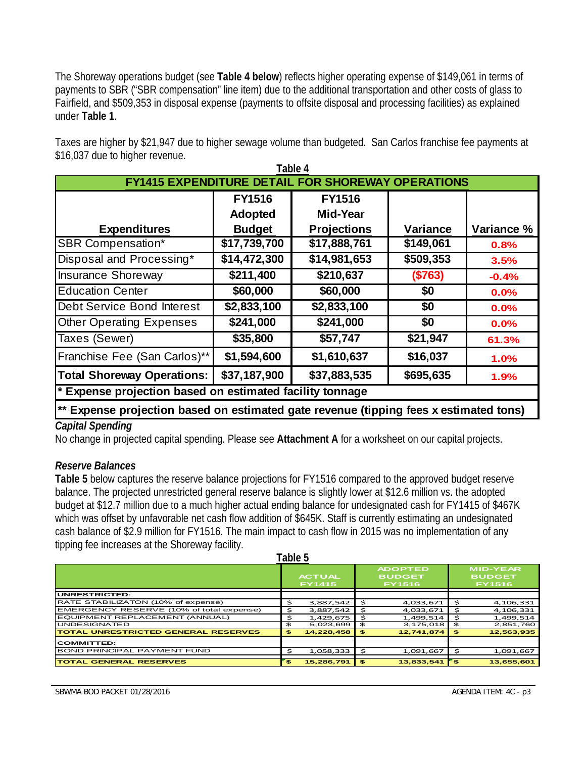The Shoreway operations budget (see **Table 4 below**) reflects higher operating expense of $149,061 in terms of payments to SBR ("SBR compensation" line item) due to the additional transportation and other costs of glass to Fairfield, and $509,353 in disposal expense (payments to offsite disposal and processing facilities) as explained under **Table 1**.

Taxes are higher by $21,947 due to higher sewage volume than budgeted. San Carlos franchise fee payments at $16,037 due to higher revenue.

**Table 4**

| FY1415 EXPENDITURE DETAIL FOR SHOREWAY OPERATIONS | | | | |
|---|---|---|---|---|
| **Expenditures** | **FY1516 Adopted Budget** | **FY1516 Mid-Year Projections** | **Variance** | **Variance %** |
| SBR Compensation* | $17,739,700 | $17,888,761 | $149,061 | 0.8% |
| Disposal and Processing* | $14,472,300 | $14,981,653 | $509,353 | 3.5% |
| Insurance Shoreway | $211,400 | $210,637 | ($763) | -0.4% |
| Education Center | $60,000 | $60,000 | $0 | 0.0% |
| Debt Service Bond Interest | $2,833,100 | $2,833,100 | $0 | 0.0% |
| Other Operating Expenses | $241,000 | $241,000 | $0 | 0.0% |
| Taxes (Sewer) | $35,800 | $57,747 | $21,947 | 61.3% |
| Franchise Fee (San Carlos)** | $1,594,600 | $1,610,637 | $16,037 | 1.0% |
| **Total Shoreway Operations:** | **$37,187,900** | **$37,883,535** | **$695,635** | **1.9%** |

\* Expense projection based on estimated facility tonnage

\** Expense projection based on estimated gate revenue (tipping fees x estimated tons)

### *Capital Spending*

No change in projected capital spending. Please see **Attachment A** for a worksheet on our capital projects.

### *Reserve Balances*

**Table 5** below captures the reserve balance projections for FY1516 compared to the approved budget reserve balance. The projected unrestricted general reserve balance is slightly lower at $12.6 million vs. the adopted budget at $12.7 million due to a much higher actual ending balance for undesignated cash for FY1415 of $467K which was offset by unfavorable net cash flow addition of $645K. Staff is currently estimating an undesignated cash balance of $2.9 million for FY1516. The main impact to cash flow in 2015 was no implementation of any tipping fee increases at the Shoreway facility.

**Table 5**

| | ACTUAL FY1415 | ADOPTED BUDGET FY1516 | MID-YEAR BUDGET FY1516 |
|---|---|---|---|
| **UNRESTRICTED:** | | | |
| RATE STABILIZATON (10% of expense) | $ 3,887,542 | $ 4,033,671 | $ 4,106,331 |
| EMERGENCY RESERVE (10% of total expense) | $ 3,887,542 | $ 4,033,671 | $ 4,106,331 |
| EQUIPMENT REPLACEMENT (ANNUAL) | $ 1,429,675 | $ 1,499,514 | $ 1,499,514 |
| UNDESIGNATED | $ 5,023,699 | $ 3,175,018 | $ 2,851,760 |
| **TOTAL UNRESTRICTED GENERAL RESERVES** | **$ 14,228,458** | **$ 12,741,874** | **$ 12,563,935** |
| **COMMITTED:** | | | |
| BOND PRINCIPAL PAYMENT FUND | $ 1,058,333 | $ 1,091,667 | $ 1,091,667 |
| **TOTAL GENERAL RESERVES** | **$ 15,286,791** | **$ 13,833,541** | **$ 13,655,601** |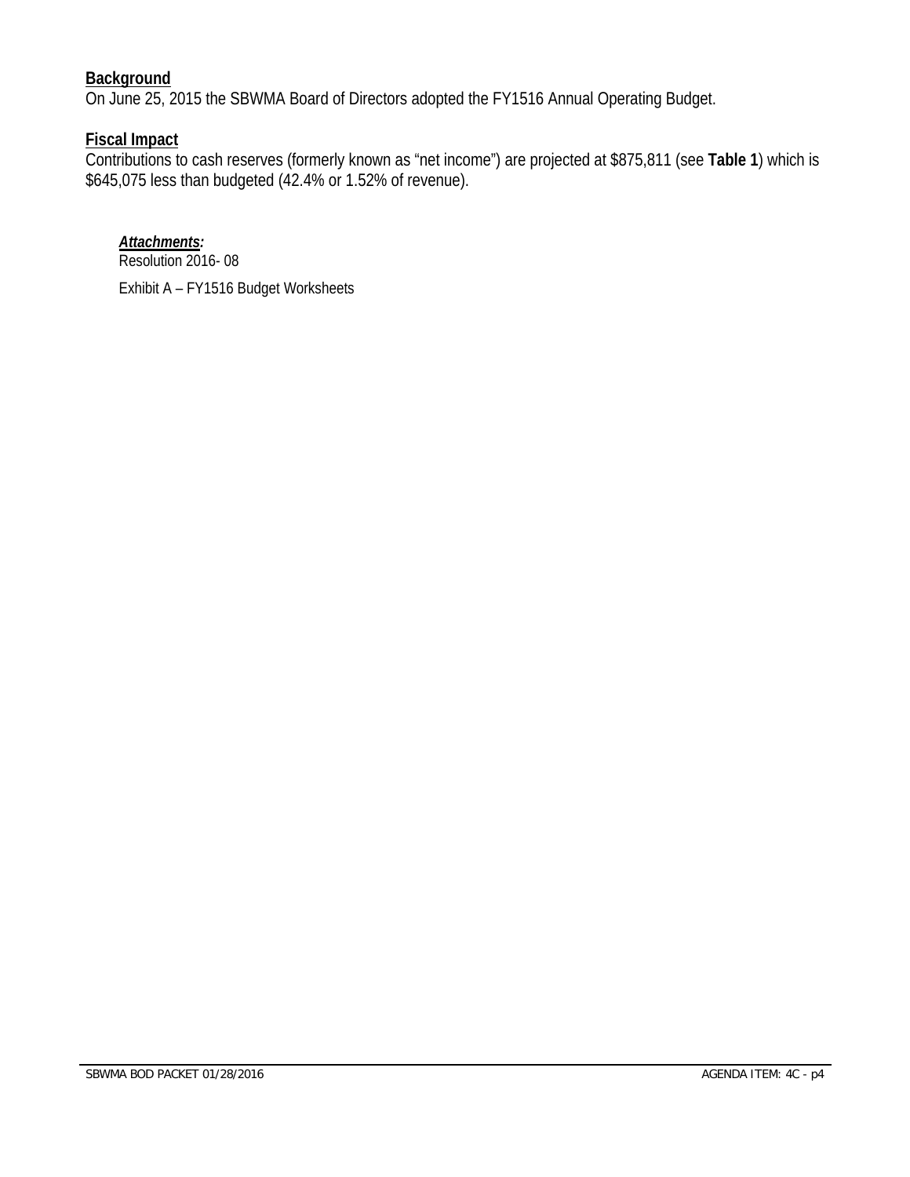**Background**
On June 25, 2015 the SBWMA Board of Directors adopted the FY1516 Annual Operating Budget.

**Fiscal Impact**
Contributions to cash reserves (formerly known as "net income") are projected at $875,811 (see **Table 1**) which is $645,075 less than budgeted (42.4% or 1.52% of revenue).

***Attachments:***
Resolution 2016- 08

Exhibit A – FY1516 Budget Worksheets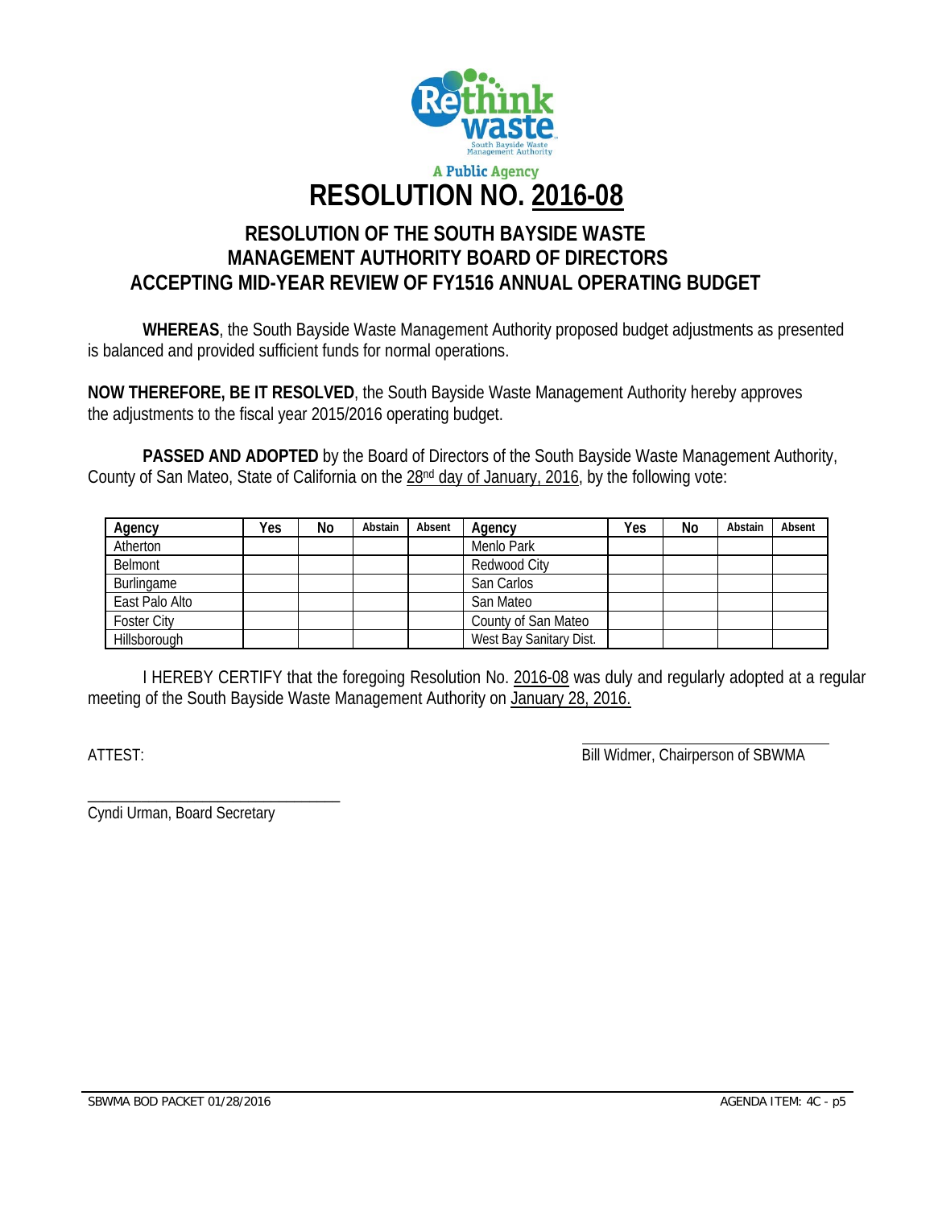A Public Agency

# RESOLUTION NO. 2016-08

## RESOLUTION OF THE SOUTH BAYSIDE WASTE MANAGEMENT AUTHORITY BOARD OF DIRECTORS ACCEPTING MID-YEAR REVIEW OF FY1516 ANNUAL OPERATING BUDGET

**WHEREAS**, the South Bayside Waste Management Authority proposed budget adjustments as presented is balanced and provided sufficient funds for normal operations.

**NOW THEREFORE, BE IT RESOLVED**, the South Bayside Waste Management Authority hereby approves the adjustments to the fiscal year 2015/2016 operating budget.

**PASSED AND ADOPTED** by the Board of Directors of the South Bayside Waste Management Authority, County of San Mateo, State of California on the 28nd day of January, 2016, by the following vote:

| Agency | Yes | No | Abstain | Absent | Agency | Yes | No | Abstain | Absent |
|---|---|---|---|---|---|---|---|---|---|
| Atherton | | | | | Menlo Park | | | | |
| Belmont | | | | | Redwood City | | | | |
| Burlingame | | | | | San Carlos | | | | |
| East Palo Alto | | | | | San Mateo | | | | |
| Foster City | | | | | County of San Mateo | | | | |
| Hillsborough | | | | | West Bay Sanitary Dist. | | | | |

I HEREBY CERTIFY that the foregoing Resolution No. 2016-08 was duly and regularly adopted at a regular meeting of the South Bayside Waste Management Authority on January 28, 2016.

ATTEST:

\_\_\_\_\_\_\_\_\_\_\_\_\_\_\_\_\_\_\_\_\_\_\_\_\_\_\_\_\_\_\_\_
Bill Widmer, Chairperson of SBWMA

\_\_\_\_\_\_\_\_\_\_\_\_\_\_\_\_\_\_\_\_\_\_\_\_\_\_\_\_\_\_\_\_
Cyndi Urman, Board Secretary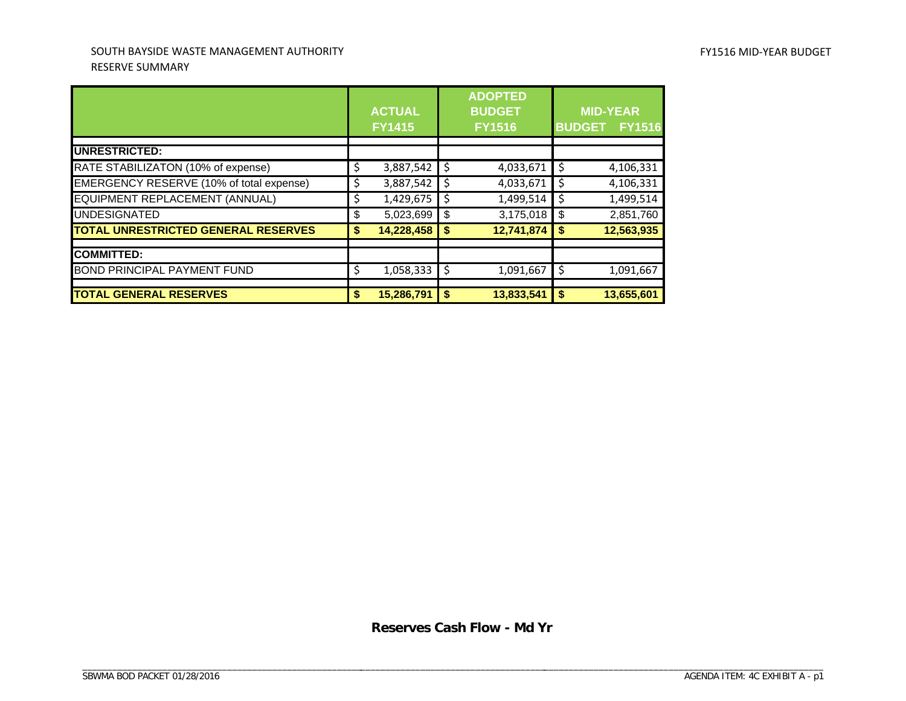SOUTH BAYSIDE WASTE MANAGEMENT AUTHORITY

RESERVE SUMMARY

FY1516 MID-YEAR BUDGET

| | ACTUAL FY1415 | ADOPTED BUDGET FY1516 | MID-YEAR BUDGET FY1516 |
|---|---|---|---|
| **UNRESTRICTED:** | | | |
| RATE STABILIZATON (10% of expense) | $ 3,887,542 | $ 4,033,671 | $ 4,106,331 |
| EMERGENCY RESERVE (10% of total expense) | $ 3,887,542 | $ 4,033,671 | $ 4,106,331 |
| EQUIPMENT REPLACEMENT (ANNUAL) | $ 1,429,675 | $ 1,499,514 | $ 1,499,514 |
| UNDESIGNATED | $ 5,023,699 | $ 3,175,018 | $ 2,851,760 |
| **TOTAL UNRESTRICTED GENERAL RESERVES** | **$ 14,228,458** | **$ 12,741,874** | **$ 12,563,935** |
| **COMMITTED:** | | | |
| BOND PRINCIPAL PAYMENT FUND | $ 1,058,333 | $ 1,091,667 | $ 1,091,667 |
| **TOTAL GENERAL RESERVES** | **$ 15,286,791** | **$ 13,833,541** | **$ 13,655,601** |

**Reserves Cash Flow - Md Yr**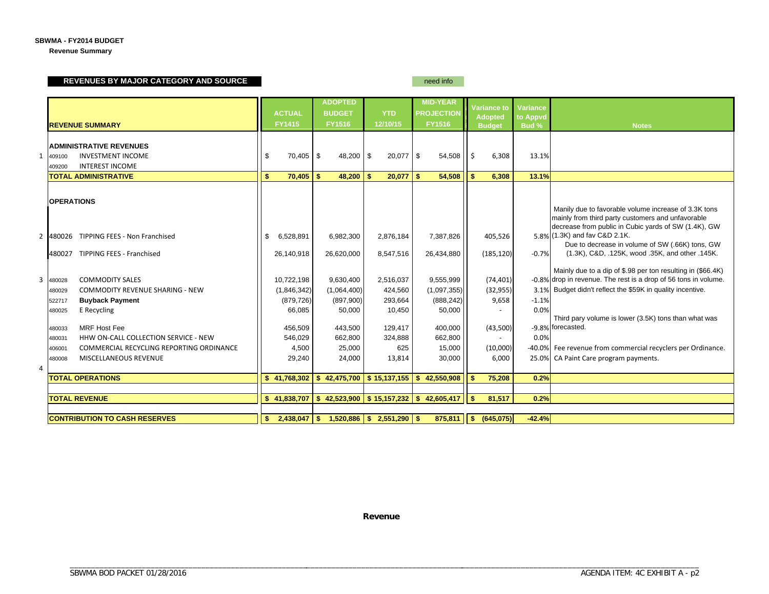**SBWMA - FY2014 BUDGET**

**Revenue Summary**

**REVENUES BY MAJOR CATEGORY AND SOURCE** — need info

| | | REVENUE SUMMARY | ACTUAL FY1415 | ADOPTED BUDGET FY1516 | YTD 12/10/15 | MID-YEAR PROJECTION FY1516 | Variance to Adopted Budget | Variance to Appvd Bud % | Notes |
|---|---|---|---|---|---|---|---|---|---|
| | | **ADMINISTRATIVE REVENUES** | | | | | | | |
| 1 | 409100 | INVESTMENT INCOME | $ 70,405 | $ 48,200 | $ 20,077 | $ 54,508 | $ 6,308 | 13.1% | |
| | 409200 | INTEREST INCOME | | | | | | | |
| | | **TOTAL ADMINISTRATIVE** | **$ 70,405** | **$ 48,200** | **$ 20,077** | **$ 54,508** | **$ 6,308** | **13.1%** | |
| | | **OPERATIONS** | | | | | | | |
| 2 | 480026 | TIPPING FEES - Non Franchised | $ 6,528,891 | 6,982,300 | 2,876,184 | 7,387,826 | 405,526 | 5.8% | Manily due to favorable volume increase of 3.3K tons mainly from third party customers and unfavorable decrease from public in Cubic yards of SW (1.4K), GW (1.3K) and fav C&D 2.1K. |
| | 480027 | TIPPING FEES - Franchised | 26,140,918 | 26,620,000 | 8,547,516 | 26,434,880 | (185,120) | -0.7% | Due to decrease in volume of SW (.66K) tons, GW (1.3K), C&D, .125K, wood .35K, and other .145K. |
| 3 | 480028 | COMMODITY SALES | 10,722,198 | 9,630,400 | 2,516,037 | 9,555,999 | (74,401) | -0.8% | Mainly due to a dip of $.98 per ton resulting in ($66.4K) drop in revenue. The rest is a drop of 56 tons in volume. |
| | 480029 | COMMODITY REVENUE SHARING - NEW | (1,846,342) | (1,064,400) | 424,560 | (1,097,355) | (32,955) | 3.1% | Budget didn't reflect the $59K in quality incentive. |
| | 522717 | **Buyback Payment** | (879,726) | (897,900) | 293,664 | (888,242) | 9,658 | -1.1% | |
| | 480025 | E Recycling | 66,085 | 50,000 | 10,450 | 50,000 | - | 0.0% | |
| | 480033 | MRF Host Fee | 456,509 | 443,500 | 129,417 | 400,000 | (43,500) | -9.8% | Third pary volume is lower (3.5K) tons than what was forecasted. |
| | 480031 | HHW ON-CALL COLLECTION SERVICE - NEW | 546,029 | 662,800 | 324,888 | 662,800 | - | 0.0% | |
| | 406001 | COMMERCIAL RECYCLING REPORTING ORDINANCE | 4,500 | 25,000 | 625 | 15,000 | (10,000) | -40.0% | Fee revenue from commercial recyclers per Ordinance. |
| | 480008 | MISCELLANEOUS REVENUE | 29,240 | 24,000 | 13,814 | 30,000 | 6,000 | 25.0% | CA Paint Care program payments. |
| 4 | | | | | | | | | |
| | | **TOTAL OPERATIONS** | **$ 41,768,302** | **$ 42,475,700** | **$ 15,137,155** | **$ 42,550,908** | **$ 75,208** | **0.2%** | |
| | | **TOTAL REVENUE** | **$ 41,838,707** | **$ 42,523,900** | **$ 15,157,232** | **$ 42,605,417** | **$ 81,517** | **0.2%** | |
| | | **CONTRIBUTION TO CASH RESERVES** | **$ 2,438,047** | **$ 1,520,886** | **$ 2,551,290** | **$ 875,811** | **$ (645,075)** | **-42.4%** | |

**Revenue**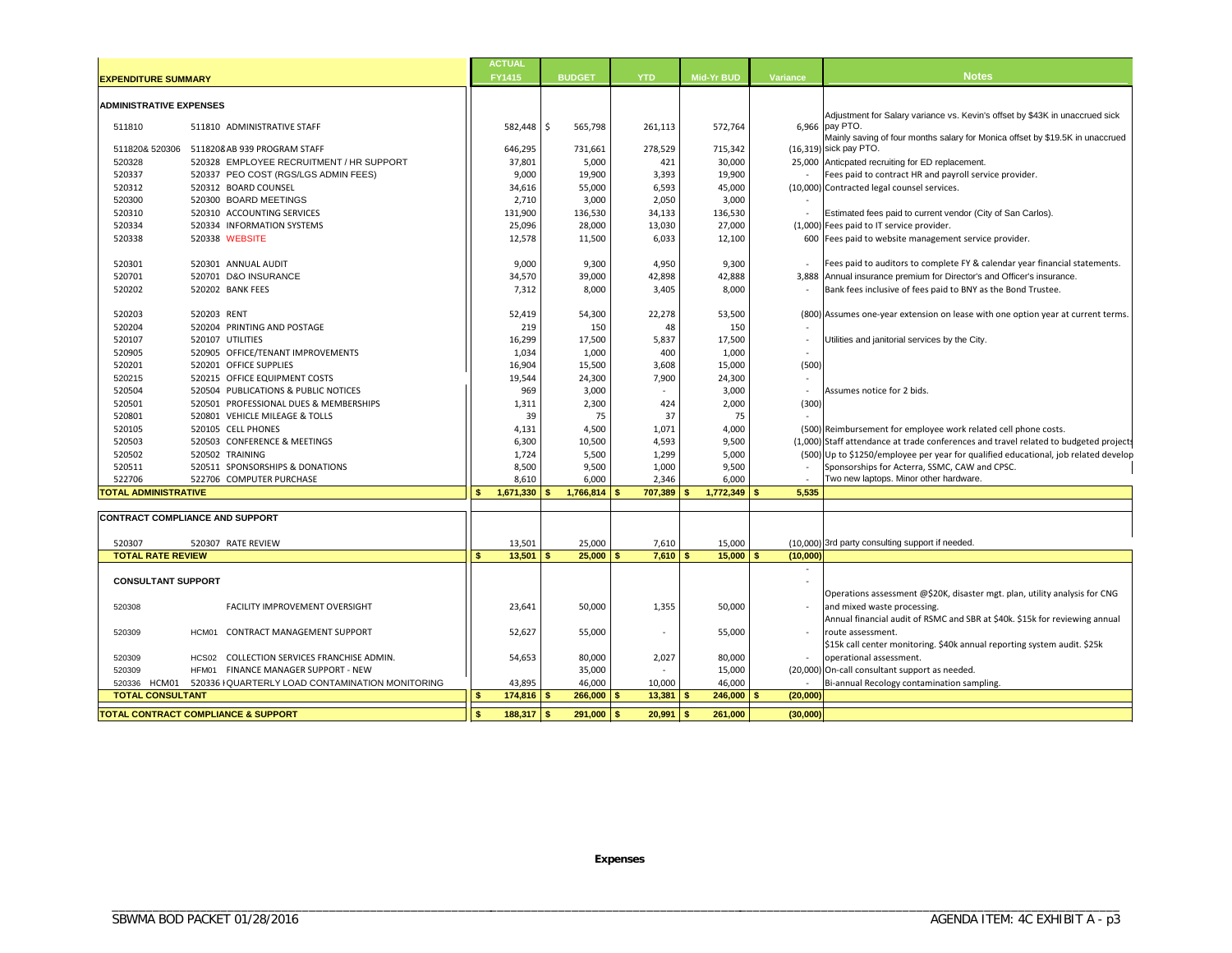| EXPENDITURE SUMMARY | | ACTUAL FY1415 | BUDGET | YTD | Mid-Yr BUD | Variance | Notes |
|---|---|---|---|---|---|---|---|
| **ADMINISTRATIVE EXPENSES** | | | | | | | |
| 511810 | 511810 ADMINISTRATIVE STAFF | 582,448 | $ 565,798 | 261,113 | 572,764 | 6,966 | Adjustment for Salary variance vs. Kevin's offset by $43K in unaccrued sick pay PTO. |
| 511820& 520306 | 511820& AB 939 PROGRAM STAFF | 646,295 | 731,661 | 278,529 | 715,342 | (16,319) | Mainly saving of four months salary for Monica offset by $19.5K in unaccrued sick pay PTO. |
| 520328 | 520328 EMPLOYEE RECRUITMENT / HR SUPPORT | 37,801 | 5,000 | 421 | 30,000 | 25,000 | Anticpated recruiting for ED replacement. |
| 520337 | 520337 PEO COST (RGS/LGS ADMIN FEES) | 9,000 | 19,900 | 3,393 | 19,900 | - | Fees paid to contract HR and payroll service provider. |
| 520312 | 520312 BOARD COUNSEL | 34,616 | 55,000 | 6,593 | 45,000 | (10,000) | Contracted legal counsel services. |
| 520300 | 520300 BOARD MEETINGS | 2,710 | 3,000 | 2,050 | 3,000 | - | |
| 520310 | 520310 ACCOUNTING SERVICES | 131,900 | 136,530 | 34,133 | 136,530 | - | Estimated fees paid to current vendor (City of San Carlos). |
| 520334 | 520334 INFORMATION SYSTEMS | 25,096 | 28,000 | 13,030 | 27,000 | (1,000) | Fees paid to IT service provider. |
| 520338 | 520338 WEBSITE | 12,578 | 11,500 | 6,033 | 12,100 | 600 | Fees paid to website management service provider. |
| 520301 | 520301 ANNUAL AUDIT | 9,000 | 9,300 | 4,950 | 9,300 | - | Fees paid to auditors to complete FY & calendar year financial statements. |
| 520701 | 520701 D&O INSURANCE | 34,570 | 39,000 | 42,898 | 42,888 | 3,888 | Annual insurance premium for Director's and Officer's insurance. |
| 520202 | 520202 BANK FEES | 7,312 | 8,000 | 3,405 | 8,000 | - | Bank fees inclusive of fees paid to BNY as the Bond Trustee. |
| 520203 | 520203 RENT | 52,419 | 54,300 | 22,278 | 53,500 | (800) | Assumes one-year extension on lease with one option year at current terms. |
| 520204 | 520204 PRINTING AND POSTAGE | 219 | 150 | 48 | 150 | - | |
| 520107 | 520107 UTILITIES | 16,299 | 17,500 | 5,837 | 17,500 | - | Utilities and janitorial services by the City. |
| 520905 | 520905 OFFICE/TENANT IMPROVEMENTS | 1,034 | 1,000 | 400 | 1,000 | - | |
| 520201 | 520201 OFFICE SUPPLIES | 16,904 | 15,500 | 3,608 | 15,000 | (500) | |
| 520215 | 520215 OFFICE EQUIPMENT COSTS | 19,544 | 24,300 | 7,900 | 24,300 | - | |
| 520504 | 520504 PUBLICATIONS & PUBLIC NOTICES | 969 | 3,000 | - | 3,000 | - | Assumes notice for 2 bids. |
| 520501 | 520501 PROFESSIONAL DUES & MEMBERSHIPS | 1,311 | 2,300 | 424 | 2,000 | (300) | |
| 520801 | 520801 VEHICLE MILEAGE & TOLLS | 39 | 75 | 37 | 75 | - | |
| 520105 | 520105 CELL PHONES | 4,131 | 4,500 | 1,071 | 4,000 | (500) | Reimbursement for employee work related cell phone costs. |
| 520503 | 520503 CONFERENCE & MEETINGS | 6,300 | 10,500 | 4,593 | 9,500 | (1,000) | Staff attendance at trade conferences and travel related to budgeted projects |
| 520502 | 520502 TRAINING | 1,724 | 5,500 | 1,299 | 5,000 | (500) | Up to $1250/employee per year for qualified educational, job related develop |
| 520511 | 520511 SPONSORSHIPS & DONATIONS | 8,500 | 9,500 | 1,000 | 9,500 | - | Sponsorships for Acterra, SSMC, CAW and CPSC. |
| 522706 | 522706 COMPUTER PURCHASE | 8,610 | 6,000 | 2,346 | 6,000 | - | Two new laptops. Minor other hardware. |
| **TOTAL ADMINISTRATIVE** | | **$ 1,671,330** | **$ 1,766,814** | **$ 707,389** | **$ 1,772,349** | **$ 5,535** | |
| **CONTRACT COMPLIANCE AND SUPPORT** | | | | | | | |
| 520307 | 520307 RATE REVIEW | 13,501 | 25,000 | 7,610 | 15,000 | (10,000) | 3rd party consulting support if needed. |
| **TOTAL RATE REVIEW** | | **$ 13,501** | **$ 25,000** | **$ 7,610** | **$ 15,000** | **$ (10,000)** | |
| **CONSULTANT SUPPORT** | | | | | | - | |
| 520308 | FACILITY IMPROVEMENT OVERSIGHT | 23,641 | 50,000 | 1,355 | 50,000 | - | Operations assessment @$20K, disaster mgt. plan, utility analysis for CNG and mixed waste processing. |
| 520309 | HCM01 CONTRACT MANAGEMENT SUPPORT | 52,627 | 55,000 | - | 55,000 | - | Annual financial audit of RSMC and SBR at $40k. $15k for reviewing annual route assessment. |
| 520309 | HCS02 COLLECTION SERVICES FRANCHISE ADMIN. | 54,653 | 80,000 | 2,027 | 80,000 | - | $15k call center monitoring. $40k annual reporting system audit. $25k operational assessment. |
| 520309 | HFM01 FINANCE MANAGER SUPPORT - NEW | | 35,000 | - | 15,000 | (20,000) | On-call consultant support as needed. |
| 520336 HCM01 | 520336 QUARTERLY LOAD CONTAMINATION MONITORING | 43,895 | 46,000 | 10,000 | 46,000 | - | Bi-annual Recology contamination sampling. |
| **TOTAL CONSULTANT** | | **$ 174,816** | **$ 266,000** | **$ 13,381** | **$ 246,000** | **$ (20,000)** | |
| **TOTAL CONTRACT COMPLIANCE & SUPPORT** | | **$ 188,317** | **$ 291,000** | **$ 20,991** | **$ 261,000** | **(30,000)** | |

**Expenses**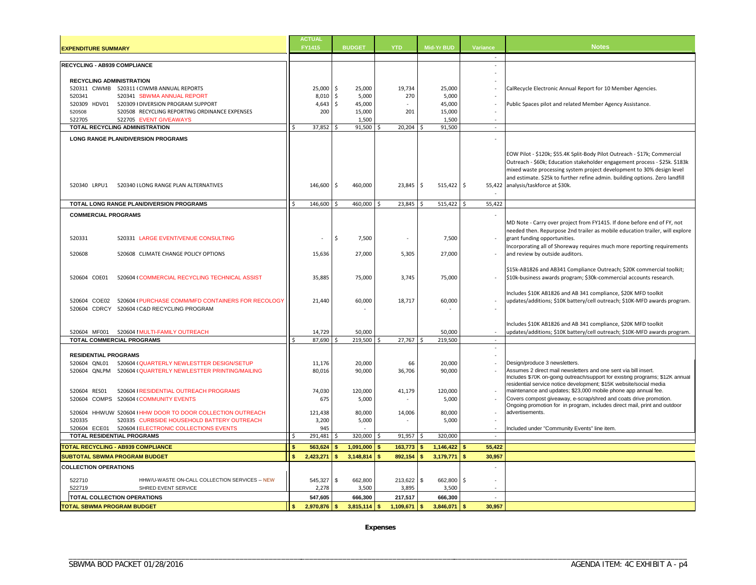| EXPENDITURE SUMMARY | ACTUAL FY1415 | BUDGET | YTD | Mid-Yr BUD | Variance | Notes |
|---|---|---|---|---|---|---|
| | | | | | - | |
| **RECYCLING - AB939 COMPLIANCE** | | | | | - | |
| | | | | | - | |
| **RECYCLING ADMINISTRATION** | | | | | - | |
| 520311 CIWMB 520311 ( CIWMB ANNUAL REPORTS | 25,000 | $ 25,000 | 19,734 | 25,000 | - | CalRecycle Electronic Annual Report for 10 Member Agencies. |
| 520341 520341 SBWMA ANNUAL REPORT | 8,010 | $ 5,000 | 270 | 5,000 | - | |
| 520309 HDV01 520309 I DIVERSION PROGRAM SUPPORT | 4,643 | $ 45,000 | - | 45,000 | - | Public Spaces pilot and related Member Agency Assistance. |
| 520508 520508 RECYCLING REPORTING ORDINANCE EXPENSES | 200 | 15,000 | 201 | 15,000 | - | |
| 522705 522705 EVENT GIVEAWAYS | | 1,500 | | 1,500 | - | |
| **TOTAL RECYCLING ADMINISTRATION** | $ 37,852 | $ 91,500 | $ 20,204 | $ 91,500 | - | |
| **LONG RANGE PLAN/DIVERSION PROGRAMS** | | | | | - | |
| 520340 LRPU1 520340 L LONG RANGE PLAN ALTERNATIVES | 146,600 | $ 460,000 | 23,845 | $ 515,422 | $ 55,422 | EOW Pilot - $120k; $55.4K Split-Body Pilot Outreach - $17k; Commercial Outreach - $60k; Education stakeholder engagement process - $25k. $183k mixed waste processing system project development to 30% design level and estimate. $25k to further refine admin. building options. Zero landfill analysis/taskforce at $30k. |
| | | | | | - | |
| **TOTAL LONG RANGE PLAN/DIVERSION PROGRAMS** | $ 146,600 | $ 460,000 | $ 23,845 | $ 515,422 | $ 55,422 | |
| **COMMERCIAL PROGRAMS** | | | | | - | |
| 520331 520331 LARGE EVENT/VENUE CONSULTING | - | $ 7,500 | - | 7,500 | - | MD Note - Carry over project from FY1415. If done before end of FY, not needed then. Repurpose 2nd trailer as mobile education trailer, will explore grant funding opportunities. |
| 520608 520608 CLIMATE CHANGE POLICY OPTIONS | 15,636 | 27,000 | 5,305 | 27,000 | - | Incorporating all of Shoreway requires much more reporting requirements and review by outside auditors. |
| 520604 COE01 520604 ( COMMERCIAL RECYCLING TECHNICAL ASSIST | 35,885 | 75,000 | 3,745 | 75,000 | - | $15k-AB1826 and AB341 Compliance Outreach; $20K commercial toolkit; $10k-business awards program; $30k-commercial accounts research. |
| 520604 COE02 520604 ( PURCHASE COMM/MFD CONTAINERS FOR RECOLOGY | 21,440 | 60,000 | 18,717 | 60,000 | - | Includes $10K AB1826 and AB 341 compliance, $20K MFD toolkit updates/additions; $10K battery/cell outreach; $10K-MFD awards program. |
| 520604 CDRCY 520604 ( C&D RECYCLING PROGRAM | | - | | - | - | |
| 520604 MF001 520604 I MULTI-FAMILY OUTREACH | 14,729 | 50,000 | | 50,000 | - | Includes $10K AB1826 and AB 341 compliance, $20K MFD toolkit updates/additions; $10K battery/cell outreach; $10K-MFD awards program. |
| **TOTAL COMMERCIAL PROGRAMS** | $ 87,690 | $ 219,500 | $ 27,767 | $ 219,500 | - | |
| | | | | | - | |
| **RESIDENTIAL PROGRAMS** | | | | | - | |
| 520604 QNL01 520604 ( QUARTERLY NEWLESTTER DESIGN/SETUP | 11,176 | 20,000 | 66 | 20,000 | - | Design/produce 3 newsletters. |
| 520604 QNLPM 520604 ( QUARTERLY NEWLESTTER PRINTING/MAILING | 80,016 | 90,000 | 36,706 | 90,000 | - | Assumes 2 direct mail newsletters and one sent via bill insert. |
| 520604 RES01 520604 I RESIDENTIAL OUTREACH PROGRAMS | 74,030 | 120,000 | 41,179 | 120,000 | - | Includes $70K on-going outreach/support for existing programs; $12K annual residential service notice development; $15K website/social media maintenance and updates; $23,000 mobile phone app annual fee. |
| 520604 COMPS 520604 ( COMMUNITY EVENTS | 675 | 5,000 | - | 5,000 | - | Covers compost giveaway, e-scrap/shred and coats drive promotion. |
| 520604 HHWUW 520604 I HHW DOOR TO DOOR COLLECTION OUTREACH | 121,438 | 80,000 | 14,006 | 80,000 | - | Ongoing promotion for in program, includes direct mail, print and outdoor advertisements. |
| 520335 520335 CURBSIDE HOUSEHOLD BATTERY OUTREACH | 3,200 | 5,000 | - | 5,000 | - | |
| 520604 ECE01 520604 I ELECTRONIC COLLECTIONS EVENTS | 945 | - | | | - | Included under "Community Events" line item. |
| **TOTAL RESIDENTIAL PROGRAMS** | $ 291,481 | $ 320,000 | $ 91,957 | $ 320,000 | - | |
| **TOTAL RECYCLING - AB939 COMPLIANCE** | $ 563,624 | $ 1,091,000 | $ 163,773 | $ 1,146,422 | $ 55,422 | |
| **SUBTOTAL SBWMA PROGRAM BUDGET** | $ 2,423,271 | $ 3,148,814 | $ 892,154 | $ 3,179,771 | $ 30,957 | |
| **COLLECTION OPERATIONS** | | | | | - | |
| 522710 HHW/U-WASTE ON-CALL COLLECTION SERVICES -- NEW | 545,327 | $ 662,800 | 213,622 | $ 662,800 | $ - | |
| 522719 SHRED EVENT SERVICE | 2,278 | 3,500 | 3,895 | 3,500 | - | |
| **TOTAL COLLECTION OPERATIONS** | 547,605 | 666,300 | 217,517 | 666,300 | - | |
| **TOTAL SBWMA PROGRAM BUDGET** | $ 2,970,876 | $ 3,815,114 | $ 1,109,671 | $ 3,846,071 | $ 30,957 | |

**Expenses**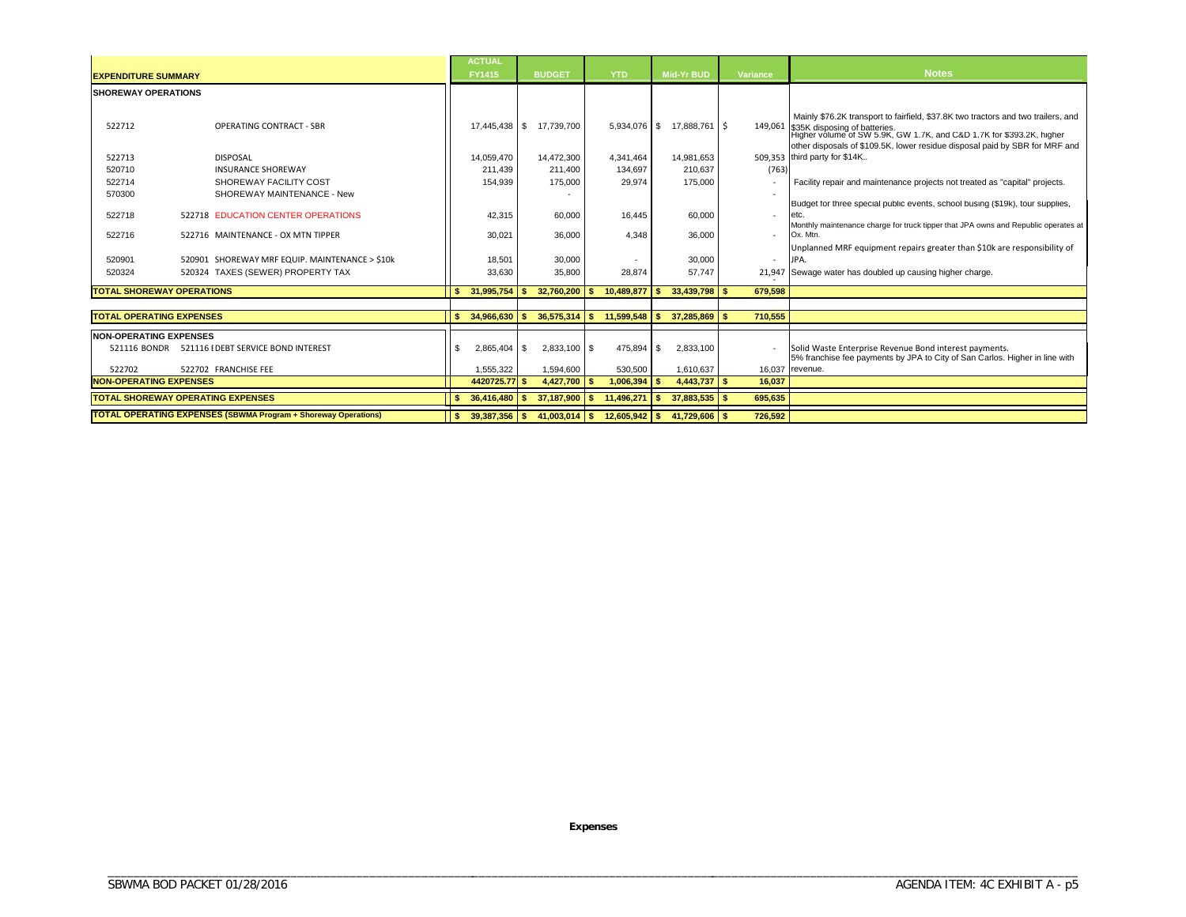| EXPENDITURE SUMMARY | | ACTUAL FY1415 | BUDGET | YTD | Mid-Yr BUD | Variance | Notes |
|---|---|---|---|---|---|---|---|
| **SHOREWAY OPERATIONS** | | | | | | | |
| 522712 | OPERATING CONTRACT - SBR | 17,445,438 | $ 17,739,700 | 5,934,076 | $ 17,888,761 | $ 149,061 | Mainly $76.2K transport to fairfield, $37.8K two tractors and two trailers, and $35K disposing of batteries. |
| 522713 | DISPOSAL | 14,059,470 | 14,472,300 | 4,341,464 | 14,981,653 | 509,353 | Higher volume of SW 5.9K, GW 1.7K, and C&D 1.7K for $393.2K, higher other disposals of $109.5K, lower residue disposal paid by SBR for MRF and third party for $14K.. |
| 520710 | INSURANCE SHOREWAY | 211,439 | 211,400 | 134,697 | 210,637 | (763) | |
| 522714 | SHOREWAY FACILITY COST | 154,939 | 175,000 | 29,974 | 175,000 | - | Facility repair and maintenance projects not treated as "capital" projects. |
| 570300 | SHOREWAY MAINTENANCE - New | | - | | | - | |
| 522718 | 522718 EDUCATION CENTER OPERATIONS | 42,315 | 60,000 | 16,445 | 60,000 | - | Budget for three special public events, school busing ($19k), tour supplies, etc. |
| 522716 | 522716 MAINTENANCE - OX MTN TIPPER | 30,021 | 36,000 | 4,348 | 36,000 | - | Monthly maintenance charge for truck tipper that JPA owns and Republic operates at Ox. Mtn. |
| 520901 | 520901 SHOREWAY MRF EQUIP. MAINTENANCE > $10k | 18,501 | 30,000 | - | 30,000 | - | Unplanned MRF equipment repairs greater than $10k are responsibility of JPA. |
| 520324 | 520324 TAXES (SEWER) PROPERTY TAX | 33,630 | 35,800 | 28,874 | 57,747 | 21,947 | Sewage water has doubled up causing higher charge. |
| **TOTAL SHOREWAY OPERATIONS** | | **$ 31,995,754** | **$ 32,760,200** | **$ 10,489,877** | **$ 33,439,798** | **$ 679,598** | |
| **TOTAL OPERATING EXPENSES** | | **$ 34,966,630** | **$ 36,575,314** | **$ 11,599,548** | **$ 37,285,869** | **$ 710,555** | |
| **NON-OPERATING EXPENSES** | | | | | | | |
| 521116 BONDR | 521116 DEBT SERVICE BOND INTEREST | $ 2,865,404 | $ 2,833,100 | $ 475,894 | $ 2,833,100 | - | Solid Waste Enterprise Revenue Bond interest payments. |
| 522702 | 522702 FRANCHISE FEE | 1,555,322 | 1,594,600 | 530,500 | 1,610,637 | 16,037 | 5% franchise fee payments by JPA to City of San Carlos. Higher in line with revenue. |
| **NON-OPERATING EXPENSES** | | **4420725.77** | **$ 4,427,700** | **$ 1,006,394** | **$ 4,443,737** | **$ 16,037** | |
| **TOTAL SHOREWAY OPERATING EXPENSES** | | **$ 36,416,480** | **$ 37,187,900** | **$ 11,496,271** | **$ 37,883,535** | **$ 695,635** | |
| **TOTAL OPERATING EXPENSES (SBWMA Program + Shoreway Operations)** | | **$ 39,387,356** | **$ 41,003,014** | **$ 12,605,942** | **$ 41,729,606** | **$ 726,592** | |

**Expenses**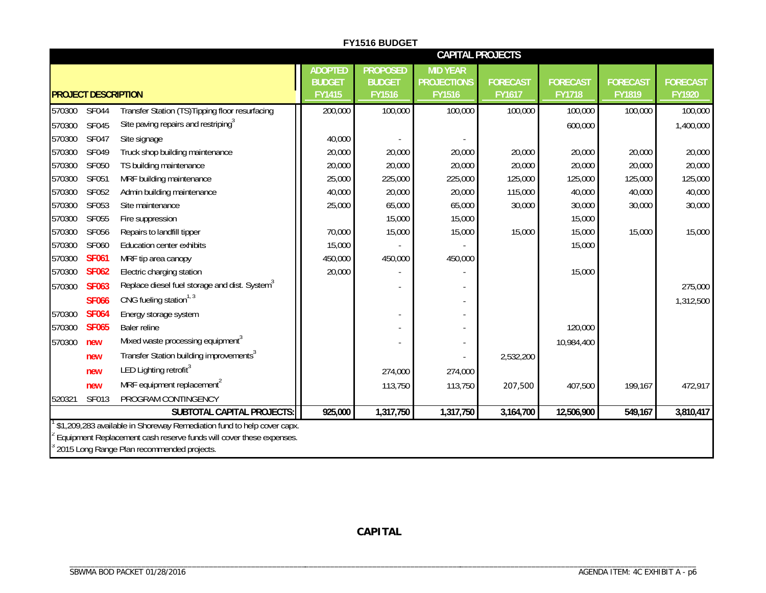**FY1516 BUDGET**

| | | PROJECT DESCRIPTION | ADOPTED BUDGET FY1415 | PROPOSED BUDGET FY1516 | MID YEAR PROJECTIONS FY1516 | FORECAST FY1617 | FORECAST FY1718 | FORECAST FY1819 | FORECAST FY1920 |
|---|---|---|---|---|---|---|---|---|---|
| | | | **CAPITAL PROJECTS** | | | | | | |
| 570300 | SF044 | Transfer Station (TS)Tipping floor resurfacing | 200,000 | 100,000 | 100,000 | 100,000 | 100,000 | 100,000 | 100,000 |
| 570300 | SF045 | Site paving repairs and restriping[3] | | | | | 600,000 | | 1,400,000 |
| 570300 | SF047 | Site signage | 40,000 | - | - | | | | |
| 570300 | SF049 | Truck shop building maintenance | 20,000 | 20,000 | 20,000 | 20,000 | 20,000 | 20,000 | 20,000 |
| 570300 | SF050 | TS building maintenance | 20,000 | 20,000 | 20,000 | 20,000 | 20,000 | 20,000 | 20,000 |
| 570300 | SF051 | MRF building maintenance | 25,000 | 225,000 | 225,000 | 125,000 | 125,000 | 125,000 | 125,000 |
| 570300 | SF052 | Admin building maintenance | 40,000 | 20,000 | 20,000 | 115,000 | 40,000 | 40,000 | 40,000 |
| 570300 | SF053 | Site maintenance | 25,000 | 65,000 | 65,000 | 30,000 | 30,000 | 30,000 | 30,000 |
| 570300 | SF055 | Fire suppression | | 15,000 | 15,000 | | 15,000 | | |
| 570300 | SF056 | Repairs to landfill tipper | 70,000 | 15,000 | 15,000 | 15,000 | 15,000 | 15,000 | 15,000 |
| 570300 | SF060 | Education center exhibits | 15,000 | - | - | | 15,000 | | |
| 570300 | SF061 | MRF tip area canopy | 450,000 | 450,000 | 450,000 | | | | |
| 570300 | SF062 | Electric charging station | 20,000 | - | - | | 15,000 | | |
| 570300 | SF063 | Replace diesel fuel storage and dist. System[3] | | - | - | | | | 275,000 |
| | SF066 | CNG fueling station[1, 3] | | | - | | | | 1,312,500 |
| 570300 | SF064 | Energy storage system | | - | - | | | | |
| 570300 | SF065 | Baler reline | | - | - | | 120,000 | | |
| 570300 | new | Mixed waste processing equipment[3] | | - | - | | 10,984,400 | | |
| | new | Transfer Station building improvements[3] | | | - | 2,532,200 | | | |
| | new | LED Lighting retrofit[3] | | 274,000 | 274,000 | | | | |
| | new | MRF equipment replacement[2] | | 113,750 | 113,750 | 207,500 | 407,500 | 199,167 | 472,917 |
| 520321 | SF013 | PROGRAM CONTINGENCY | | | | | | | |
| | | **SUBTOTAL CAPITAL PROJECTS:** | **925,000** | **1,317,750** | **1,317,750** | **3,164,700** | **12,506,900** | **549,167** | **3,810,417** |

[1] $1,209,283 available in Shoreway Remediation fund to help cover capx.

[2] Equipment Replacement cash reserve funds will cover these expenses.

[3] 2015 Long Range Plan recommended projects.

**CAPITAL**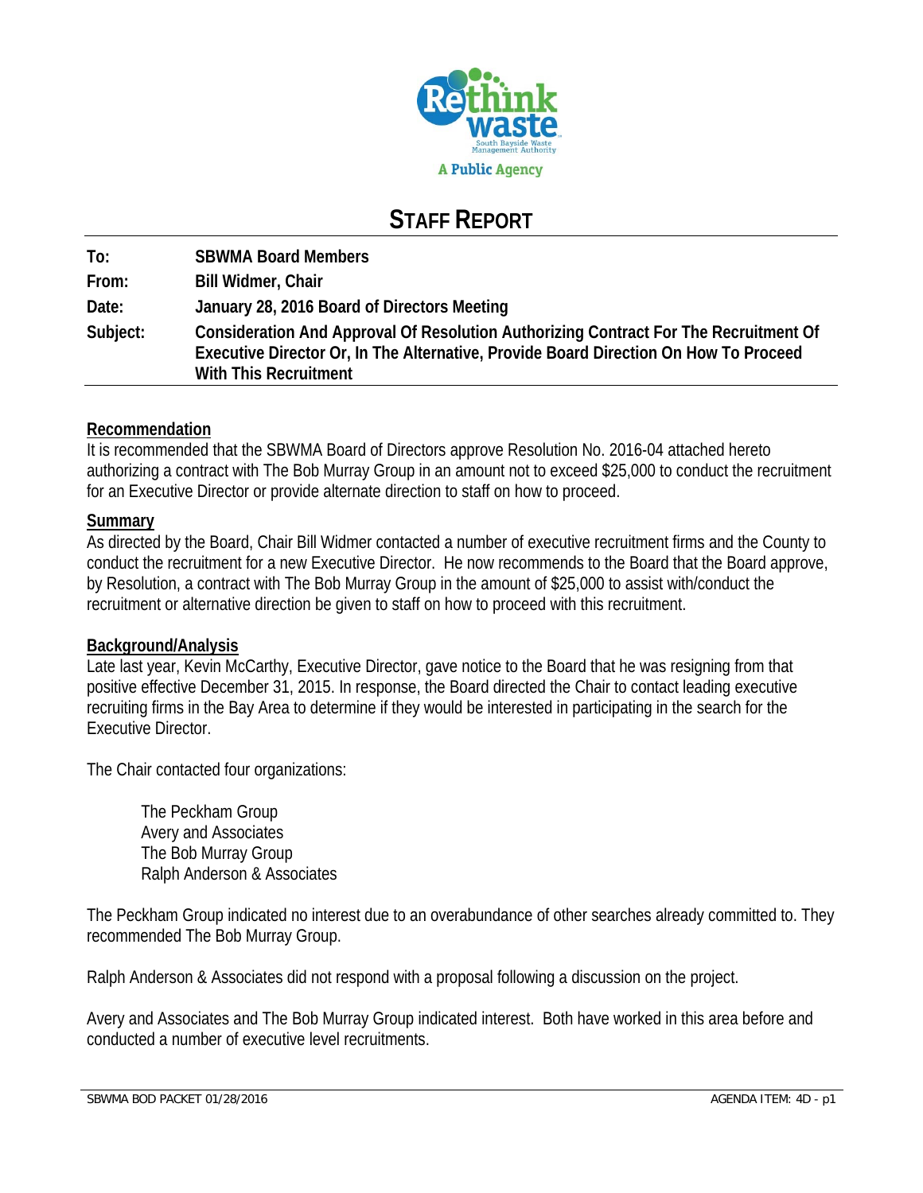Rethink waste

South Bayside Waste Management Authority

A Public Agency

# STAFF REPORT

| | |
|---|---|
| **To:** | **SBWMA Board Members** |
| **From:** | **Bill Widmer, Chair** |
| **Date:** | **January 28, 2016 Board of Directors Meeting** |
| **Subject:** | **Consideration And Approval Of Resolution Authorizing Contract For The Recruitment Of Executive Director Or, In The Alternative, Provide Board Direction On How To Proceed With This Recruitment** |

## Recommendation

It is recommended that the SBWMA Board of Directors approve Resolution No. 2016-04 attached hereto authorizing a contract with The Bob Murray Group in an amount not to exceed $25,000 to conduct the recruitment for an Executive Director or provide alternate direction to staff on how to proceed.

## Summary

As directed by the Board, Chair Bill Widmer contacted a number of executive recruitment firms and the County to conduct the recruitment for a new Executive Director. He now recommends to the Board that the Board approve, by Resolution, a contract with The Bob Murray Group in the amount of $25,000 to assist with/conduct the recruitment or alternative direction be given to staff on how to proceed with this recruitment.

## Background/Analysis

Late last year, Kevin McCarthy, Executive Director, gave notice to the Board that he was resigning from that positive effective December 31, 2015. In response, the Board directed the Chair to contact leading executive recruiting firms in the Bay Area to determine if they would be interested in participating in the search for the Executive Director.

The Chair contacted four organizations:

- The Peckham Group
- Avery and Associates
- The Bob Murray Group
- Ralph Anderson & Associates

The Peckham Group indicated no interest due to an overabundance of other searches already committed to. They recommended The Bob Murray Group.

Ralph Anderson & Associates did not respond with a proposal following a discussion on the project.

Avery and Associates and The Bob Murray Group indicated interest. Both have worked in this area before and conducted a number of executive level recruitments.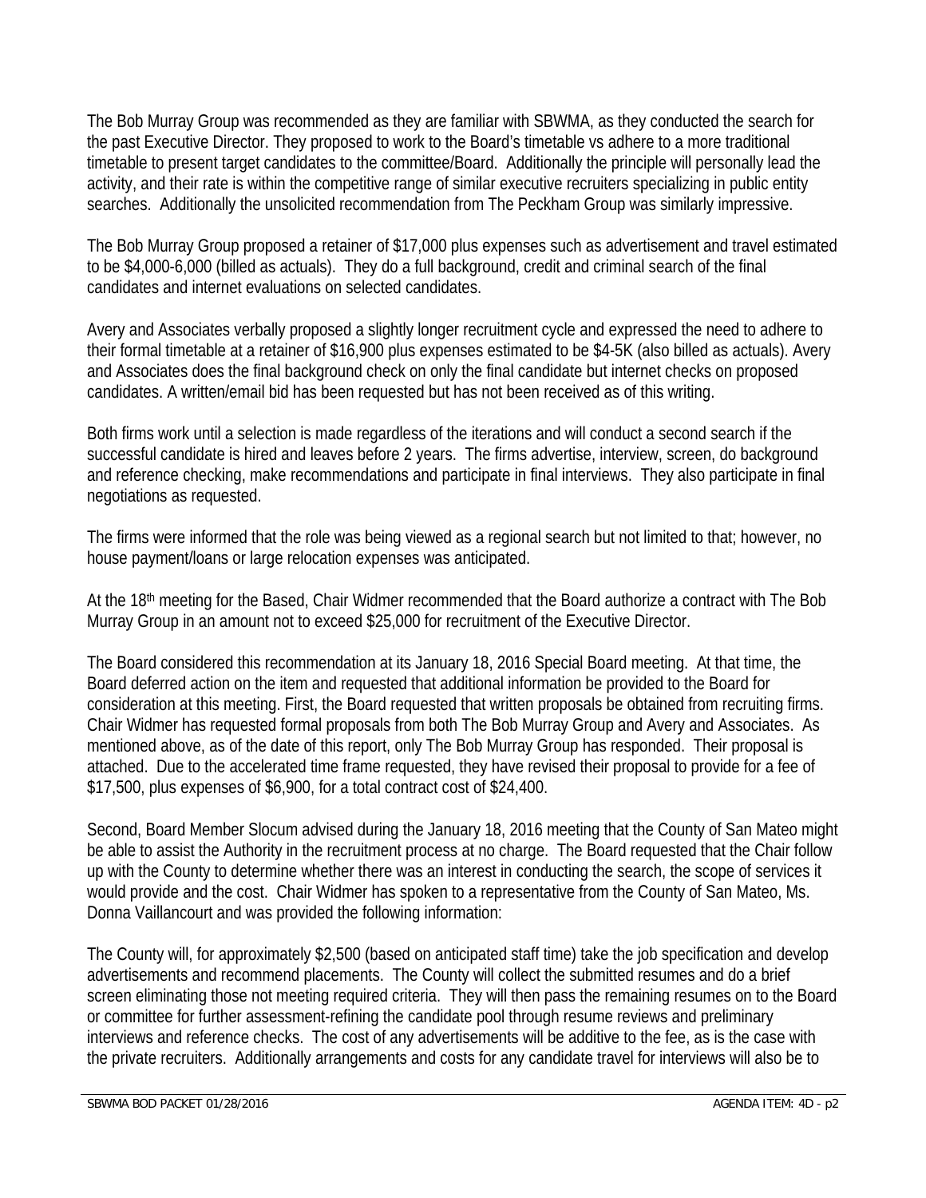The Bob Murray Group was recommended as they are familiar with SBWMA, as they conducted the search for the past Executive Director. They proposed to work to the Board's timetable vs adhere to a more traditional timetable to present target candidates to the committee/Board. Additionally the principle will personally lead the activity, and their rate is within the competitive range of similar executive recruiters specializing in public entity searches. Additionally the unsolicited recommendation from The Peckham Group was similarly impressive.

The Bob Murray Group proposed a retainer of $17,000 plus expenses such as advertisement and travel estimated to be $4,000-6,000 (billed as actuals). They do a full background, credit and criminal search of the final candidates and internet evaluations on selected candidates.

Avery and Associates verbally proposed a slightly longer recruitment cycle and expressed the need to adhere to their formal timetable at a retainer of $16,900 plus expenses estimated to be $4-5K (also billed as actuals). Avery and Associates does the final background check on only the final candidate but internet checks on proposed candidates. A written/email bid has been requested but has not been received as of this writing.

Both firms work until a selection is made regardless of the iterations and will conduct a second search if the successful candidate is hired and leaves before 2 years. The firms advertise, interview, screen, do background and reference checking, make recommendations and participate in final interviews. They also participate in final negotiations as requested.

The firms were informed that the role was being viewed as a regional search but not limited to that; however, no house payment/loans or large relocation expenses was anticipated.

At the 18th meeting for the Based, Chair Widmer recommended that the Board authorize a contract with The Bob Murray Group in an amount not to exceed $25,000 for recruitment of the Executive Director.

The Board considered this recommendation at its January 18, 2016 Special Board meeting. At that time, the Board deferred action on the item and requested that additional information be provided to the Board for consideration at this meeting. First, the Board requested that written proposals be obtained from recruiting firms. Chair Widmer has requested formal proposals from both The Bob Murray Group and Avery and Associates. As mentioned above, as of the date of this report, only The Bob Murray Group has responded. Their proposal is attached. Due to the accelerated time frame requested, they have revised their proposal to provide for a fee of $17,500, plus expenses of $6,900, for a total contract cost of $24,400.

Second, Board Member Slocum advised during the January 18, 2016 meeting that the County of San Mateo might be able to assist the Authority in the recruitment process at no charge. The Board requested that the Chair follow up with the County to determine whether there was an interest in conducting the search, the scope of services it would provide and the cost. Chair Widmer has spoken to a representative from the County of San Mateo, Ms. Donna Vaillancourt and was provided the following information:

The County will, for approximately $2,500 (based on anticipated staff time) take the job specification and develop advertisements and recommend placements. The County will collect the submitted resumes and do a brief screen eliminating those not meeting required criteria. They will then pass the remaining resumes on to the Board or committee for further assessment-refining the candidate pool through resume reviews and preliminary interviews and reference checks. The cost of any advertisements will be additive to the fee, as is the case with the private recruiters. Additionally arrangements and costs for any candidate travel for interviews will also be to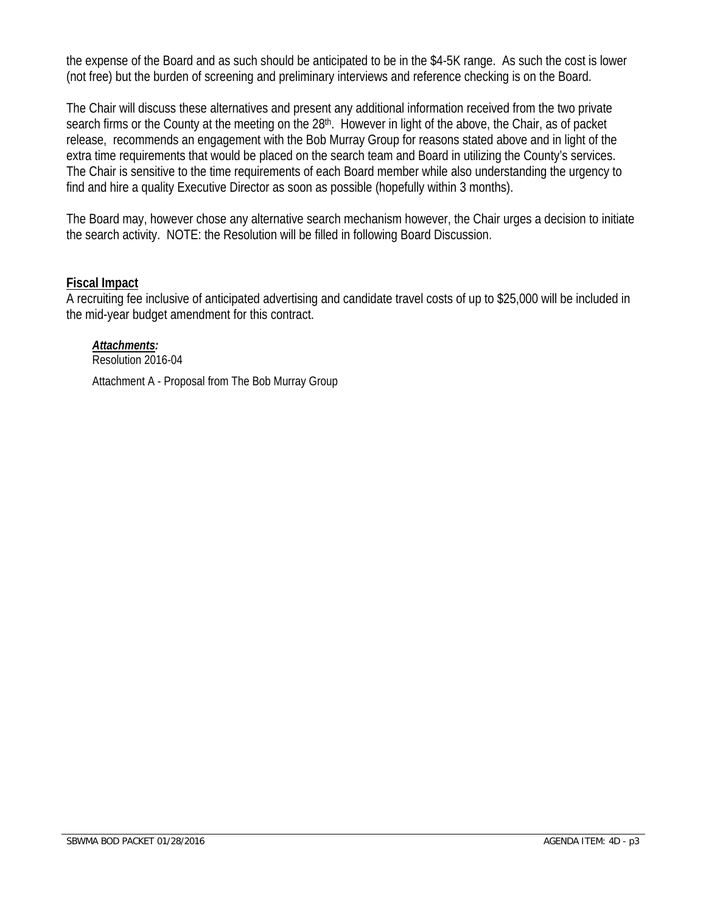the expense of the Board and as such should be anticipated to be in the $4-5K range. As such the cost is lower (not free) but the burden of screening and preliminary interviews and reference checking is on the Board.

The Chair will discuss these alternatives and present any additional information received from the two private search firms or the County at the meeting on the 28th. However in light of the above, the Chair, as of packet release, recommends an engagement with the Bob Murray Group for reasons stated above and in light of the extra time requirements that would be placed on the search team and Board in utilizing the County's services. The Chair is sensitive to the time requirements of each Board member while also understanding the urgency to find and hire a quality Executive Director as soon as possible (hopefully within 3 months).

The Board may, however chose any alternative search mechanism however, the Chair urges a decision to initiate the search activity. NOTE: the Resolution will be filled in following Board Discussion.

## Fiscal Impact

A recruiting fee inclusive of anticipated advertising and candidate travel costs of up to $25,000 will be included in the mid-year budget amendment for this contract.

***Attachments:***

Resolution 2016-04

Attachment A - Proposal from The Bob Murray Group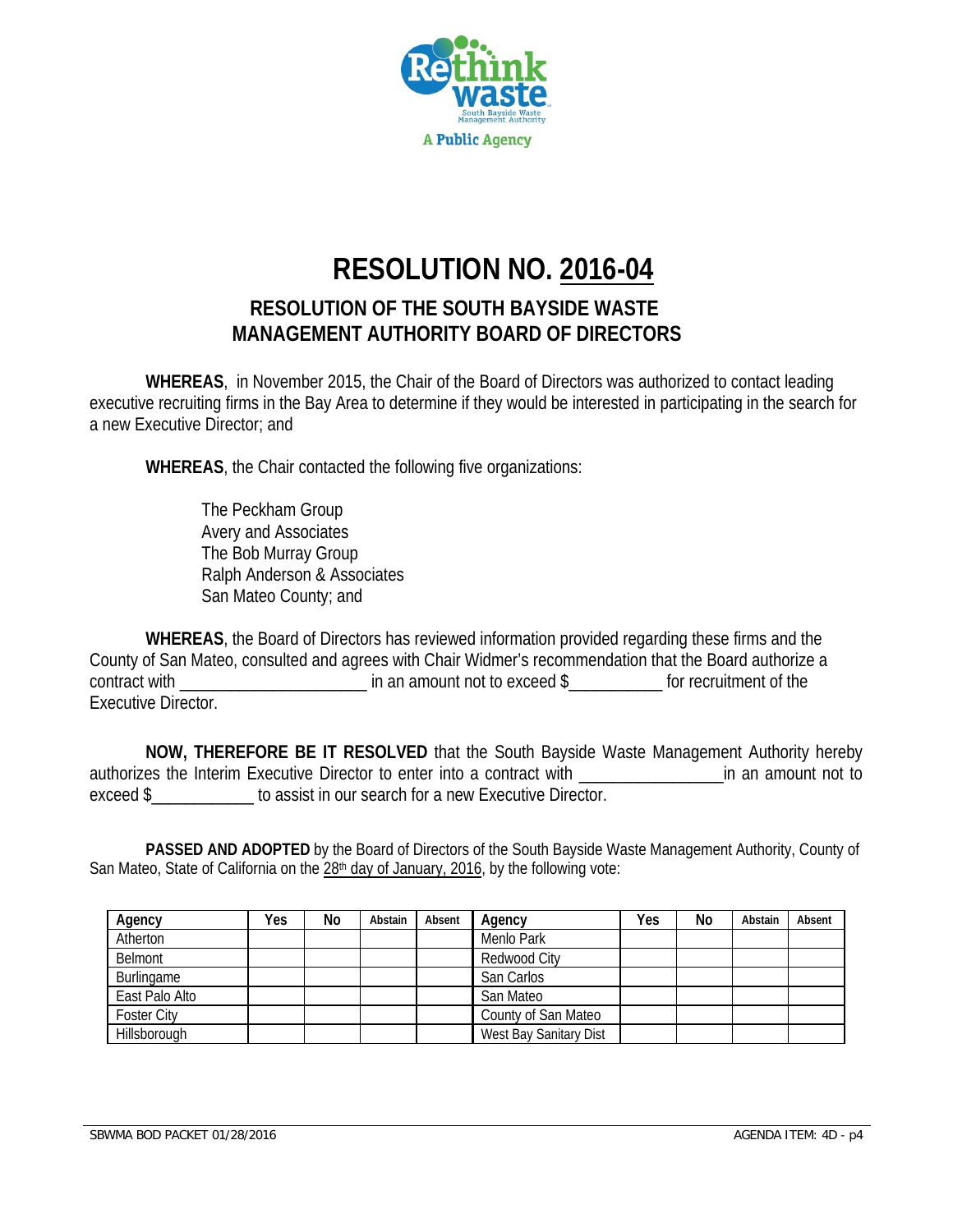# RESOLUTION NO. 2016-04

## RESOLUTION OF THE SOUTH BAYSIDE WASTE MANAGEMENT AUTHORITY BOARD OF DIRECTORS

**WHEREAS**, in November 2015, the Chair of the Board of Directors was authorized to contact leading executive recruiting firms in the Bay Area to determine if they would be interested in participating in the search for a new Executive Director; and

**WHEREAS**, the Chair contacted the following five organizations:

The Peckham Group
Avery and Associates
The Bob Murray Group
Ralph Anderson & Associates
San Mateo County; and

**WHEREAS**, the Board of Directors has reviewed information provided regarding these firms and the County of San Mateo, consulted and agrees with Chair Widmer's recommendation that the Board authorize a contract with ______________________ in an amount not to exceed $___________ for recruitment of the Executive Director.

**NOW, THEREFORE BE IT RESOLVED** that the South Bayside Waste Management Authority hereby authorizes the Interim Executive Director to enter into a contract with _________________in an amount not to exceed $____________ to assist in our search for a new Executive Director.

**PASSED AND ADOPTED** by the Board of Directors of the South Bayside Waste Management Authority, County of San Mateo, State of California on the 28th day of January, 2016, by the following vote:

| Agency | Yes | No | Abstain | Absent | Agency | Yes | No | Abstain | Absent |
|---|---|---|---|---|---|---|---|---|---|
| Atherton | | | | | Menlo Park | | | | |
| Belmont | | | | | Redwood City | | | | |
| Burlingame | | | | | San Carlos | | | | |
| East Palo Alto | | | | | San Mateo | | | | |
| Foster City | | | | | County of San Mateo | | | | |
| Hillsborough | | | | | West Bay Sanitary Dist | | | | |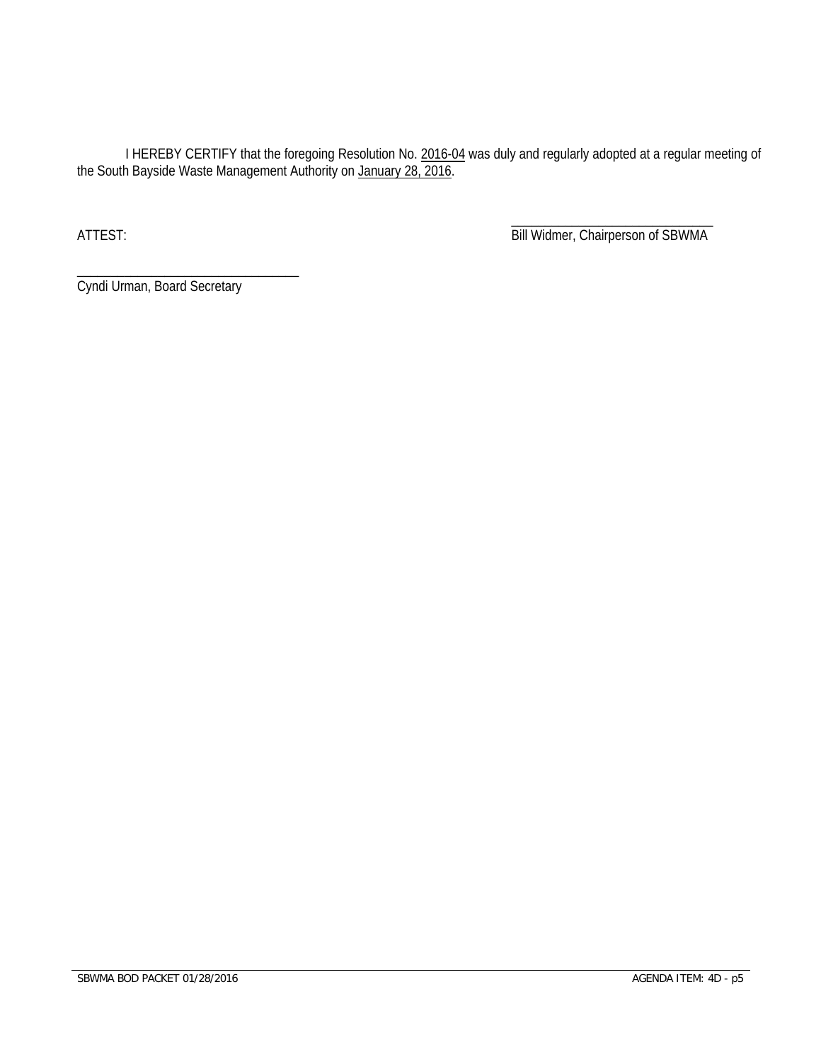I HEREBY CERTIFY that the foregoing Resolution No. 2016-04 was duly and regularly adopted at a regular meeting of the South Bayside Waste Management Authority on January 28, 2016.

ATTEST:

\_\_\_\_\_\_\_\_\_\_\_\_\_\_\_\_\_\_\_\_\_\_\_\_\_\_\_\_\_\_\_\_

Bill Widmer, Chairperson of SBWMA

\_\_\_\_\_\_\_\_\_\_\_\_\_\_\_\_\_\_\_\_\_\_\_\_\_\_\_\_\_\_\_\_

Cyndi Urman, Board Secretary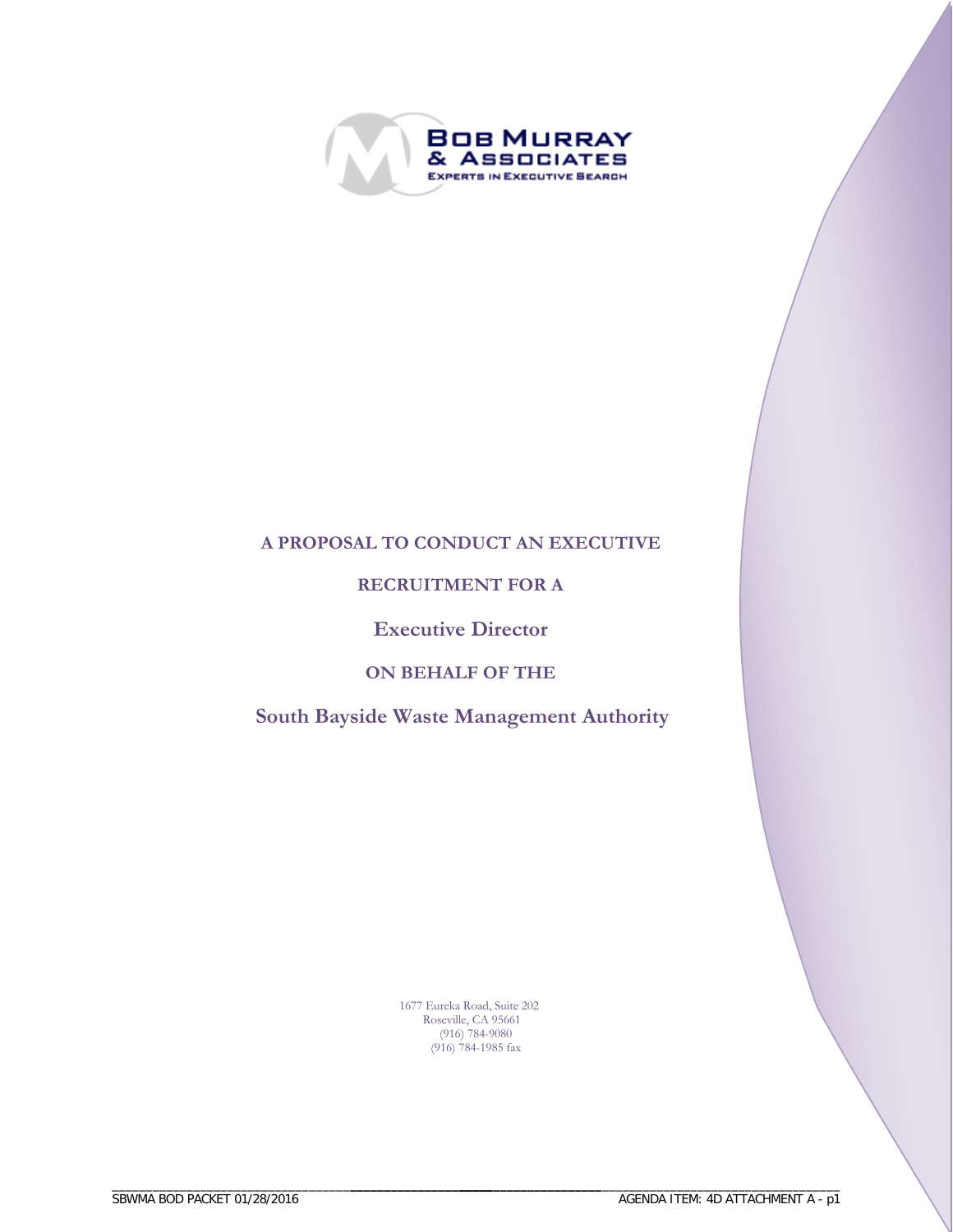BOB MURRAY & ASSOCIATES

EXPERTS IN EXECUTIVE SEARCH

# A PROPOSAL TO CONDUCT AN EXECUTIVE RECRUITMENT FOR A

# Executive Director

# ON BEHALF OF THE

# South Bayside Waste Management Authority

1677 Eureka Road, Suite 202
Roseville, CA 95661
(916) 784-9080
(916) 784-1985 fax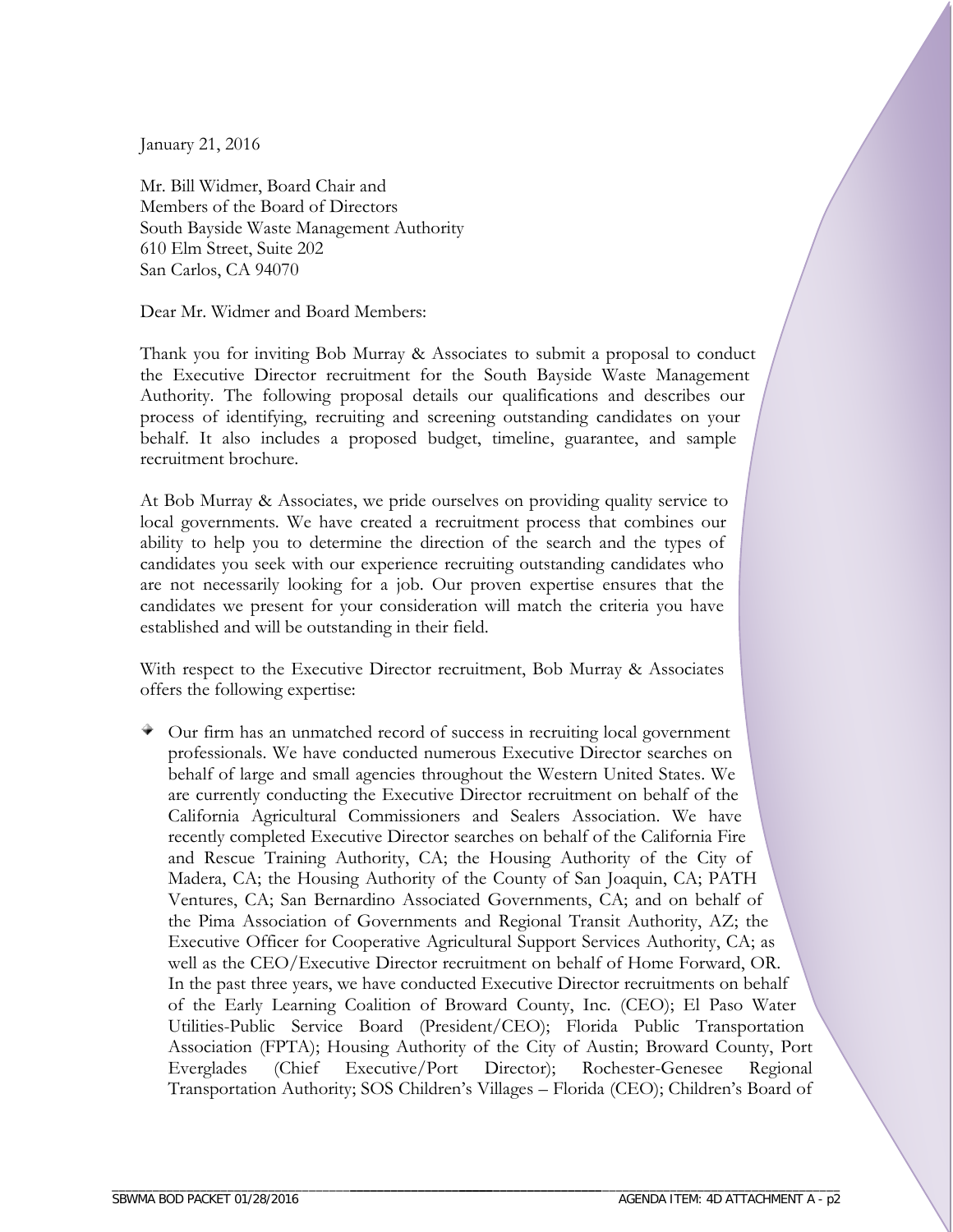January 21, 2016

Mr. Bill Widmer, Board Chair and
Members of the Board of Directors
South Bayside Waste Management Authority
610 Elm Street, Suite 202
San Carlos, CA 94070

Dear Mr. Widmer and Board Members:

Thank you for inviting Bob Murray & Associates to submit a proposal to conduct the Executive Director recruitment for the South Bayside Waste Management Authority. The following proposal details our qualifications and describes our process of identifying, recruiting and screening outstanding candidates on your behalf. It also includes a proposed budget, timeline, guarantee, and sample recruitment brochure.

At Bob Murray & Associates, we pride ourselves on providing quality service to local governments. We have created a recruitment process that combines our ability to help you to determine the direction of the search and the types of candidates you seek with our experience recruiting outstanding candidates who are not necessarily looking for a job. Our proven expertise ensures that the candidates we present for your consideration will match the criteria you have established and will be outstanding in their field.

With respect to the Executive Director recruitment, Bob Murray & Associates offers the following expertise:

- Our firm has an unmatched record of success in recruiting local government professionals. We have conducted numerous Executive Director searches on behalf of large and small agencies throughout the Western United States. We are currently conducting the Executive Director recruitment on behalf of the California Agricultural Commissioners and Sealers Association. We have recently completed Executive Director searches on behalf of the California Fire and Rescue Training Authority, CA; the Housing Authority of the City of Madera, CA; the Housing Authority of the County of San Joaquin, CA; PATH Ventures, CA; San Bernardino Associated Governments, CA; and on behalf of the Pima Association of Governments and Regional Transit Authority, AZ; the Executive Officer for Cooperative Agricultural Support Services Authority, CA; as well as the CEO/Executive Director recruitment on behalf of Home Forward, OR. In the past three years, we have conducted Executive Director recruitments on behalf of the Early Learning Coalition of Broward County, Inc. (CEO); El Paso Water Utilities-Public Service Board (President/CEO); Florida Public Transportation Association (FPTA); Housing Authority of the City of Austin; Broward County, Port Everglades (Chief Executive/Port Director); Rochester-Genesee Regional Transportation Authority; SOS Children's Villages – Florida (CEO); Children's Board of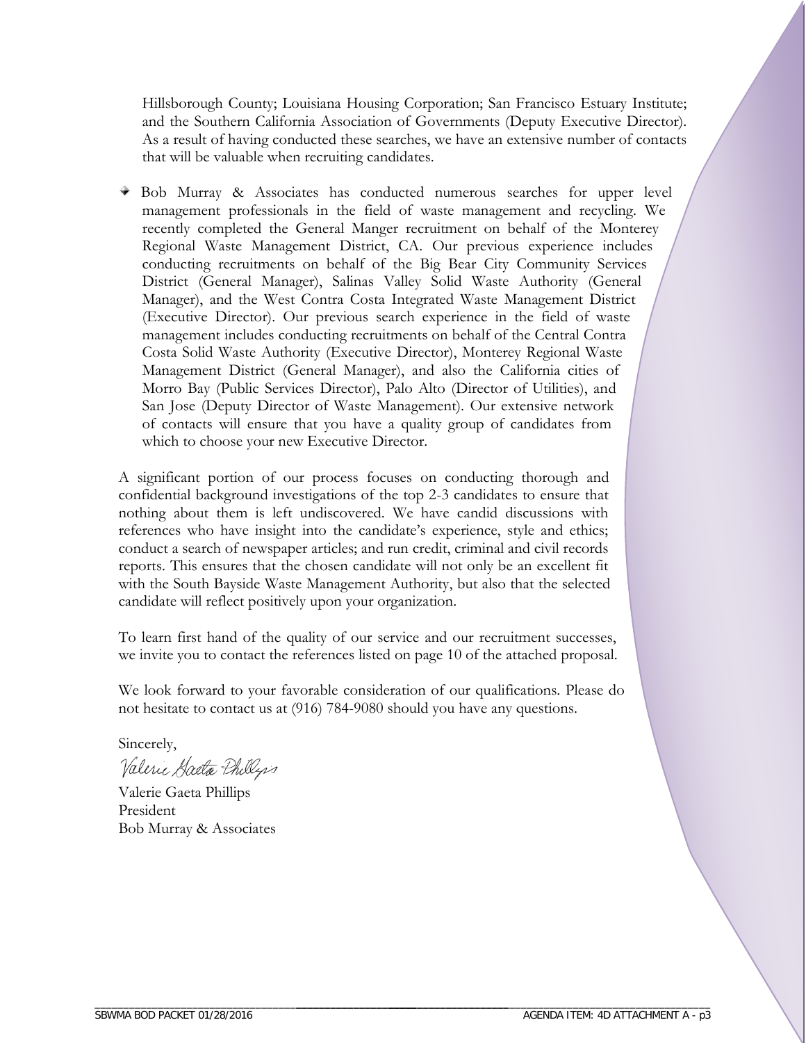Hillsborough County; Louisiana Housing Corporation; San Francisco Estuary Institute; and the Southern California Association of Governments (Deputy Executive Director). As a result of having conducted these searches, we have an extensive number of contacts that will be valuable when recruiting candidates.

- Bob Murray & Associates has conducted numerous searches for upper level management professionals in the field of waste management and recycling. We recently completed the General Manger recruitment on behalf of the Monterey Regional Waste Management District, CA. Our previous experience includes conducting recruitments on behalf of the Big Bear City Community Services District (General Manager), Salinas Valley Solid Waste Authority (General Manager), and the West Contra Costa Integrated Waste Management District (Executive Director). Our previous search experience in the field of waste management includes conducting recruitments on behalf of the Central Contra Costa Solid Waste Authority (Executive Director), Monterey Regional Waste Management District (General Manager), and also the California cities of Morro Bay (Public Services Director), Palo Alto (Director of Utilities), and San Jose (Deputy Director of Waste Management). Our extensive network of contacts will ensure that you have a quality group of candidates from which to choose your new Executive Director.

A significant portion of our process focuses on conducting thorough and confidential background investigations of the top 2-3 candidates to ensure that nothing about them is left undiscovered. We have candid discussions with references who have insight into the candidate's experience, style and ethics; conduct a search of newspaper articles; and run credit, criminal and civil records reports. This ensures that the chosen candidate will not only be an excellent fit with the South Bayside Waste Management Authority, but also that the selected candidate will reflect positively upon your organization.

To learn first hand of the quality of our service and our recruitment successes, we invite you to contact the references listed on page 10 of the attached proposal.

We look forward to your favorable consideration of our qualifications. Please do not hesitate to contact us at (916) 784-9080 should you have any questions.

Sincerely,

*Valerie Gaeta Phillips*

Valerie Gaeta Phillips
President
Bob Murray & Associates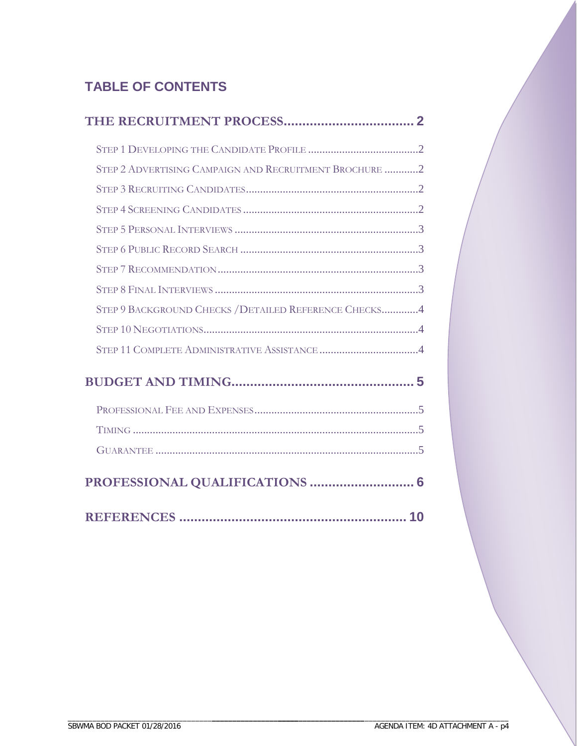## TABLE OF CONTENTS

**THE RECRUITMENT PROCESS.................................... 2**

- STEP 1 DEVELOPING THE CANDIDATE PROFILE .......................................2
- STEP 2 ADVERTISING CAMPAIGN AND RECRUITMENT BROCHURE ............2
- STEP 3 RECRUITING CANDIDATES............................................................2
- STEP 4 SCREENING CANDIDATES .............................................................2
- STEP 5 PERSONAL INTERVIEWS ................................................................3
- STEP 6 PUBLIC RECORD SEARCH ...............................................................3
- STEP 7 RECOMMENDATION.......................................................................3
- STEP 8 FINAL INTERVIEWS ........................................................................3
- STEP 9 BACKGROUND CHECKS /DETAILED REFERENCE CHECKS.............4
- STEP 10 NEGOTIATIONS............................................................................4
- STEP 11 COMPLETE ADMINISTRATIVE ASSISTANCE ...................................4

**BUDGET AND TIMING.................................................. 5**

- PROFESSIONAL FEE AND EXPENSES..........................................................5
- TIMING .....................................................................................................5
- GUARANTEE ............................................................................................5

**PROFESSIONAL QUALIFICATIONS ............................ 6**

**REFERENCES ............................................................ 10**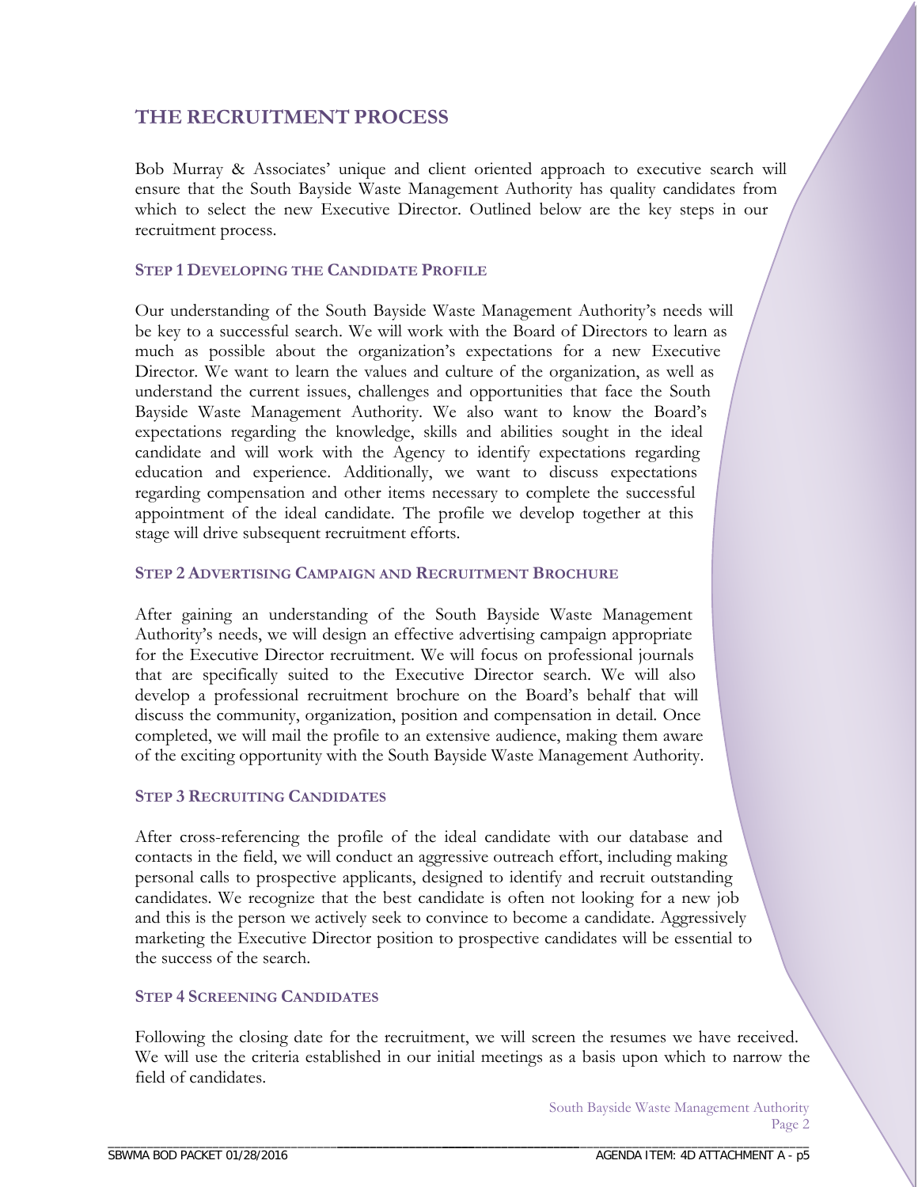## THE RECRUITMENT PROCESS

Bob Murray & Associates' unique and client oriented approach to executive search will ensure that the South Bayside Waste Management Authority has quality candidates from which to select the new Executive Director. Outlined below are the key steps in our recruitment process.

### STEP 1 DEVELOPING THE CANDIDATE PROFILE

Our understanding of the South Bayside Waste Management Authority's needs will be key to a successful search. We will work with the Board of Directors to learn as much as possible about the organization's expectations for a new Executive Director. We want to learn the values and culture of the organization, as well as understand the current issues, challenges and opportunities that face the South Bayside Waste Management Authority. We also want to know the Board's expectations regarding the knowledge, skills and abilities sought in the ideal candidate and will work with the Agency to identify expectations regarding education and experience. Additionally, we want to discuss expectations regarding compensation and other items necessary to complete the successful appointment of the ideal candidate. The profile we develop together at this stage will drive subsequent recruitment efforts.

### STEP 2 ADVERTISING CAMPAIGN AND RECRUITMENT BROCHURE

After gaining an understanding of the South Bayside Waste Management Authority's needs, we will design an effective advertising campaign appropriate for the Executive Director recruitment. We will focus on professional journals that are specifically suited to the Executive Director search. We will also develop a professional recruitment brochure on the Board's behalf that will discuss the community, organization, position and compensation in detail. Once completed, we will mail the profile to an extensive audience, making them aware of the exciting opportunity with the South Bayside Waste Management Authority.

### STEP 3 RECRUITING CANDIDATES

After cross-referencing the profile of the ideal candidate with our database and contacts in the field, we will conduct an aggressive outreach effort, including making personal calls to prospective applicants, designed to identify and recruit outstanding candidates. We recognize that the best candidate is often not looking for a new job and this is the person we actively seek to convince to become a candidate. Aggressively marketing the Executive Director position to prospective candidates will be essential to the success of the search.

### STEP 4 SCREENING CANDIDATES

Following the closing date for the recruitment, we will screen the resumes we have received. We will use the criteria established in our initial meetings as a basis upon which to narrow the field of candidates.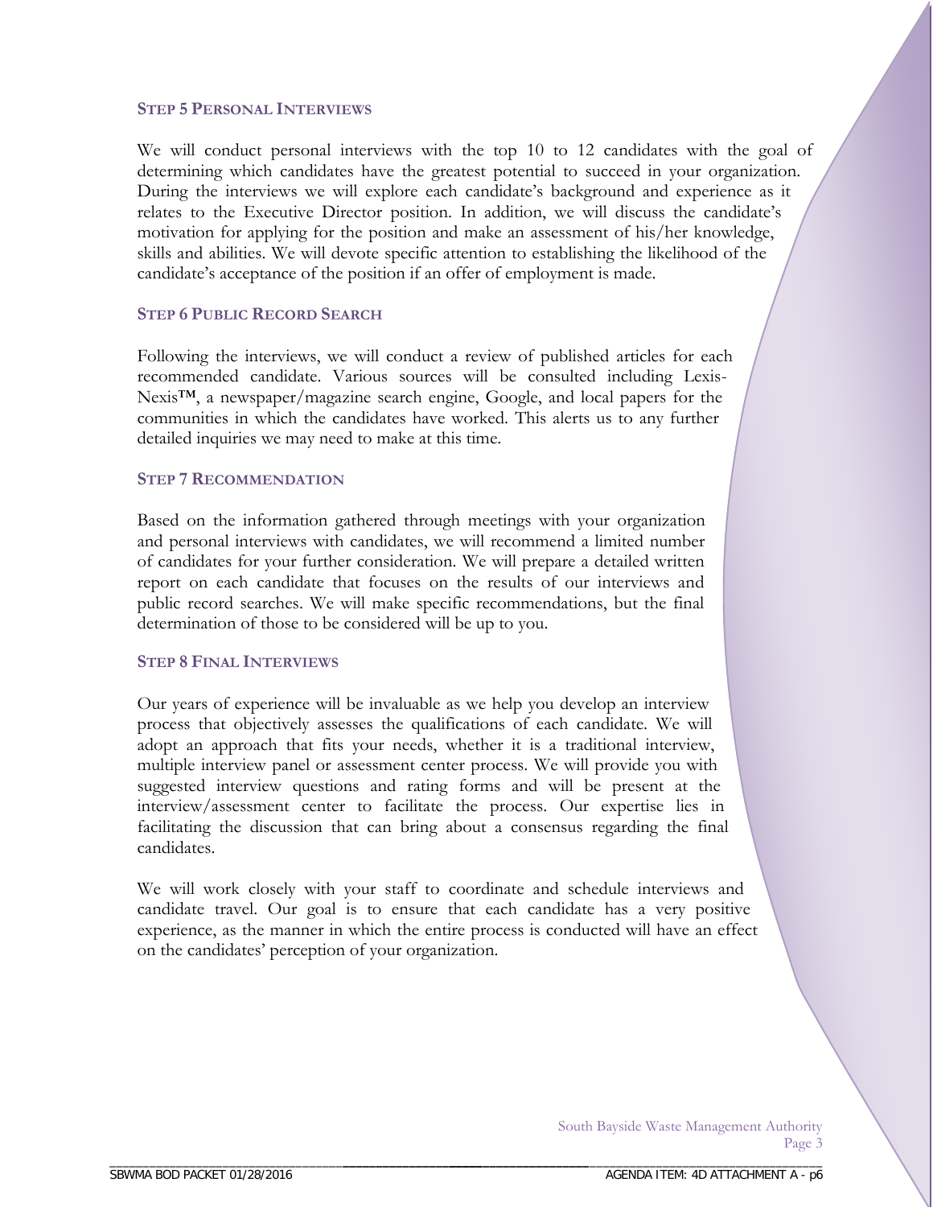### Step 5 Personal Interviews

We will conduct personal interviews with the top 10 to 12 candidates with the goal of determining which candidates have the greatest potential to succeed in your organization. During the interviews we will explore each candidate's background and experience as it relates to the Executive Director position. In addition, we will discuss the candidate's motivation for applying for the position and make an assessment of his/her knowledge, skills and abilities. We will devote specific attention to establishing the likelihood of the candidate's acceptance of the position if an offer of employment is made.

### Step 6 Public Record Search

Following the interviews, we will conduct a review of published articles for each recommended candidate. Various sources will be consulted including Lexis-Nexis™, a newspaper/magazine search engine, Google, and local papers for the communities in which the candidates have worked. This alerts us to any further detailed inquiries we may need to make at this time.

### Step 7 Recommendation

Based on the information gathered through meetings with your organization and personal interviews with candidates, we will recommend a limited number of candidates for your further consideration. We will prepare a detailed written report on each candidate that focuses on the results of our interviews and public record searches. We will make specific recommendations, but the final determination of those to be considered will be up to you.

### Step 8 Final Interviews

Our years of experience will be invaluable as we help you develop an interview process that objectively assesses the qualifications of each candidate. We will adopt an approach that fits your needs, whether it is a traditional interview, multiple interview panel or assessment center process. We will provide you with suggested interview questions and rating forms and will be present at the interview/assessment center to facilitate the process. Our expertise lies in facilitating the discussion that can bring about a consensus regarding the final candidates.

We will work closely with your staff to coordinate and schedule interviews and candidate travel. Our goal is to ensure that each candidate has a very positive experience, as the manner in which the entire process is conducted will have an effect on the candidates' perception of your organization.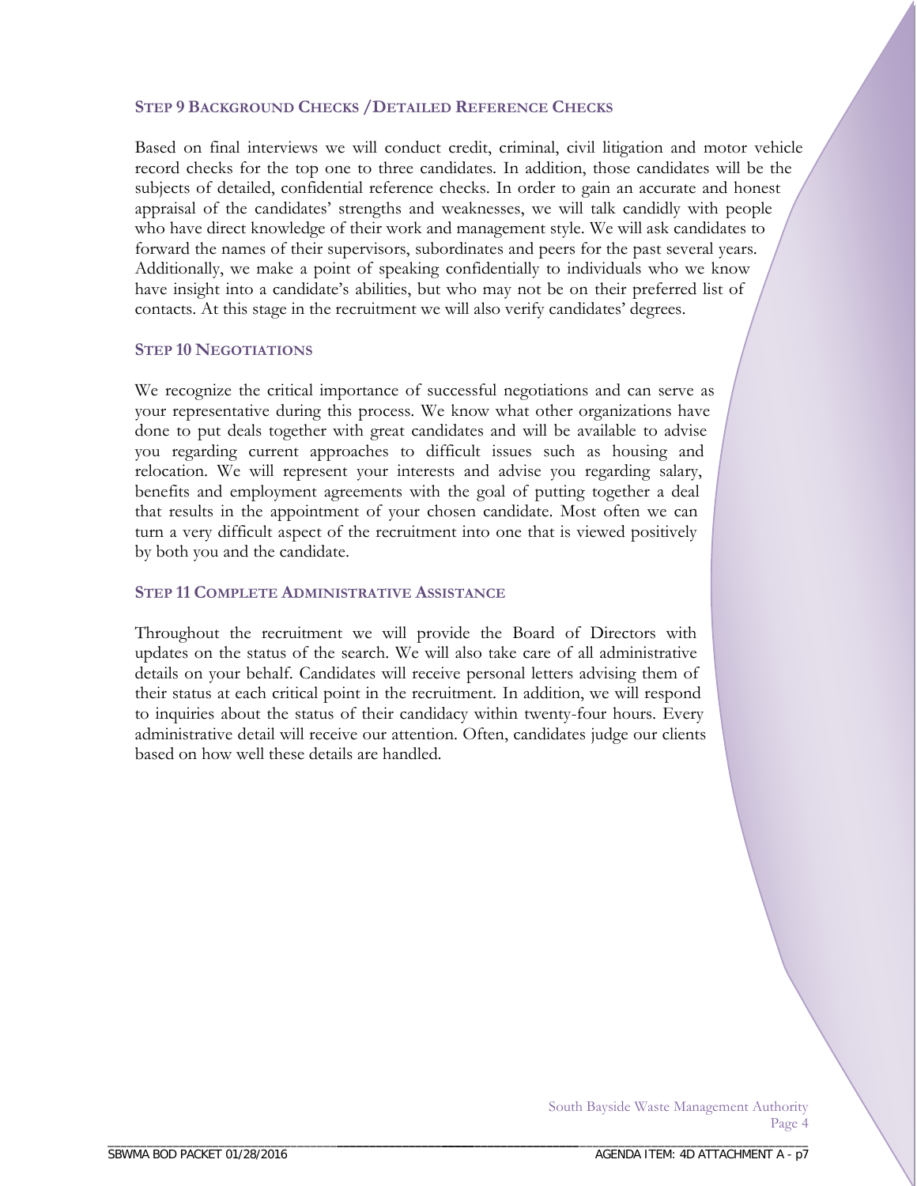### STEP 9 BACKGROUND CHECKS /DETAILED REFERENCE CHECKS

Based on final interviews we will conduct credit, criminal, civil litigation and motor vehicle record checks for the top one to three candidates. In addition, those candidates will be the subjects of detailed, confidential reference checks. In order to gain an accurate and honest appraisal of the candidates' strengths and weaknesses, we will talk candidly with people who have direct knowledge of their work and management style. We will ask candidates to forward the names of their supervisors, subordinates and peers for the past several years. Additionally, we make a point of speaking confidentially to individuals who we know have insight into a candidate's abilities, but who may not be on their preferred list of contacts. At this stage in the recruitment we will also verify candidates' degrees.

### STEP 10 NEGOTIATIONS

We recognize the critical importance of successful negotiations and can serve as your representative during this process. We know what other organizations have done to put deals together with great candidates and will be available to advise you regarding current approaches to difficult issues such as housing and relocation. We will represent your interests and advise you regarding salary, benefits and employment agreements with the goal of putting together a deal that results in the appointment of your chosen candidate. Most often we can turn a very difficult aspect of the recruitment into one that is viewed positively by both you and the candidate.

### STEP 11 COMPLETE ADMINISTRATIVE ASSISTANCE

Throughout the recruitment we will provide the Board of Directors with updates on the status of the search. We will also take care of all administrative details on your behalf. Candidates will receive personal letters advising them of their status at each critical point in the recruitment. In addition, we will respond to inquiries about the status of their candidacy within twenty-four hours. Every administrative detail will receive our attention. Often, candidates judge our clients based on how well these details are handled.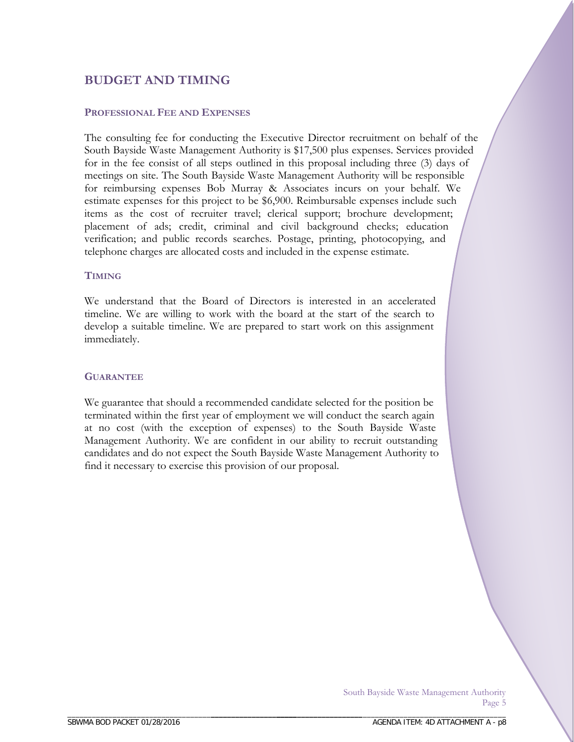## BUDGET AND TIMING

### PROFESSIONAL FEE AND EXPENSES

The consulting fee for conducting the Executive Director recruitment on behalf of the South Bayside Waste Management Authority is $17,500 plus expenses. Services provided for in the fee consist of all steps outlined in this proposal including three (3) days of meetings on site. The South Bayside Waste Management Authority will be responsible for reimbursing expenses Bob Murray & Associates incurs on your behalf. We estimate expenses for this project to be $6,900. Reimbursable expenses include such items as the cost of recruiter travel; clerical support; brochure development; placement of ads; credit, criminal and civil background checks; education verification; and public records searches. Postage, printing, photocopying, and telephone charges are allocated costs and included in the expense estimate.

### TIMING

We understand that the Board of Directors is interested in an accelerated timeline. We are willing to work with the board at the start of the search to develop a suitable timeline. We are prepared to start work on this assignment immediately.

### GUARANTEE

We guarantee that should a recommended candidate selected for the position be terminated within the first year of employment we will conduct the search again at no cost (with the exception of expenses) to the South Bayside Waste Management Authority. We are confident in our ability to recruit outstanding candidates and do not expect the South Bayside Waste Management Authority to find it necessary to exercise this provision of our proposal.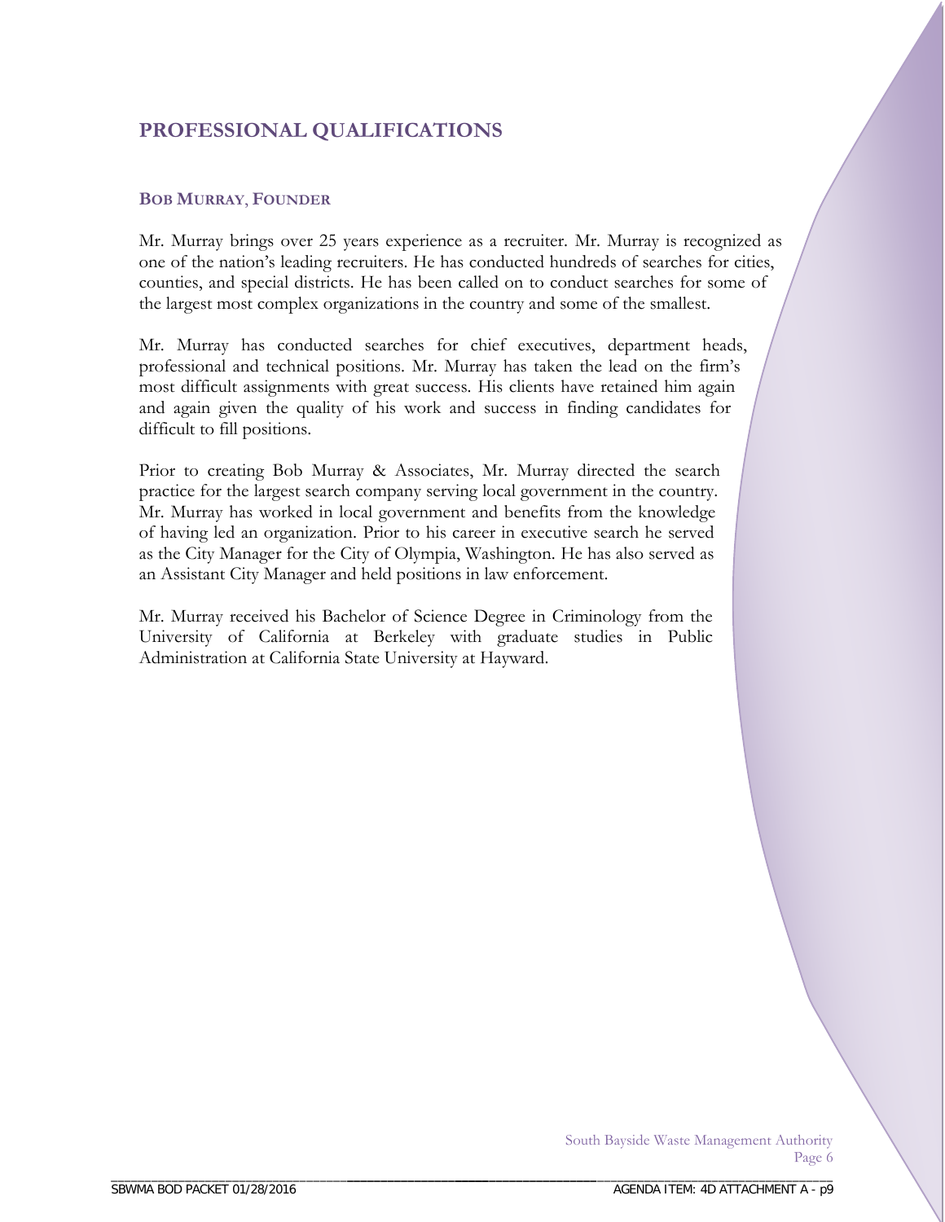## PROFESSIONAL QUALIFICATIONS

### BOB MURRAY, FOUNDER

Mr. Murray brings over 25 years experience as a recruiter. Mr. Murray is recognized as one of the nation's leading recruiters. He has conducted hundreds of searches for cities, counties, and special districts. He has been called on to conduct searches for some of the largest most complex organizations in the country and some of the smallest.

Mr. Murray has conducted searches for chief executives, department heads, professional and technical positions. Mr. Murray has taken the lead on the firm's most difficult assignments with great success. His clients have retained him again and again given the quality of his work and success in finding candidates for difficult to fill positions.

Prior to creating Bob Murray & Associates, Mr. Murray directed the search practice for the largest search company serving local government in the country. Mr. Murray has worked in local government and benefits from the knowledge of having led an organization. Prior to his career in executive search he served as the City Manager for the City of Olympia, Washington. He has also served as an Assistant City Manager and held positions in law enforcement.

Mr. Murray received his Bachelor of Science Degree in Criminology from the University of California at Berkeley with graduate studies in Public Administration at California State University at Hayward.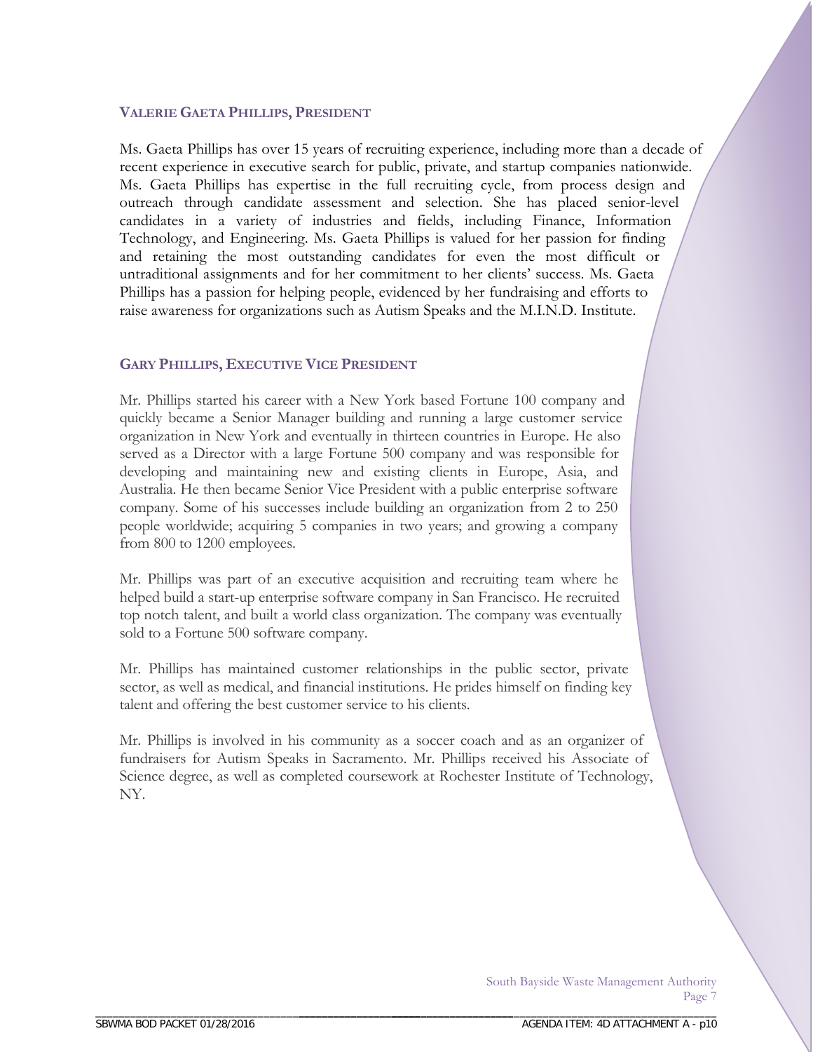### VALERIE GAETA PHILLIPS, PRESIDENT

Ms. Gaeta Phillips has over 15 years of recruiting experience, including more than a decade of recent experience in executive search for public, private, and startup companies nationwide. Ms. Gaeta Phillips has expertise in the full recruiting cycle, from process design and outreach through candidate assessment and selection. She has placed senior-level candidates in a variety of industries and fields, including Finance, Information Technology, and Engineering. Ms. Gaeta Phillips is valued for her passion for finding and retaining the most outstanding candidates for even the most difficult or untraditional assignments and for her commitment to her clients' success. Ms. Gaeta Phillips has a passion for helping people, evidenced by her fundraising and efforts to raise awareness for organizations such as Autism Speaks and the M.I.N.D. Institute.

### GARY PHILLIPS, EXECUTIVE VICE PRESIDENT

Mr. Phillips started his career with a New York based Fortune 100 company and quickly became a Senior Manager building and running a large customer service organization in New York and eventually in thirteen countries in Europe. He also served as a Director with a large Fortune 500 company and was responsible for developing and maintaining new and existing clients in Europe, Asia, and Australia. He then became Senior Vice President with a public enterprise software company. Some of his successes include building an organization from 2 to 250 people worldwide; acquiring 5 companies in two years; and growing a company from 800 to 1200 employees.

Mr. Phillips was part of an executive acquisition and recruiting team where he helped build a start-up enterprise software company in San Francisco. He recruited top notch talent, and built a world class organization. The company was eventually sold to a Fortune 500 software company.

Mr. Phillips has maintained customer relationships in the public sector, private sector, as well as medical, and financial institutions. He prides himself on finding key talent and offering the best customer service to his clients.

Mr. Phillips is involved in his community as a soccer coach and as an organizer of fundraisers for Autism Speaks in Sacramento. Mr. Phillips received his Associate of Science degree, as well as completed coursework at Rochester Institute of Technology, NY.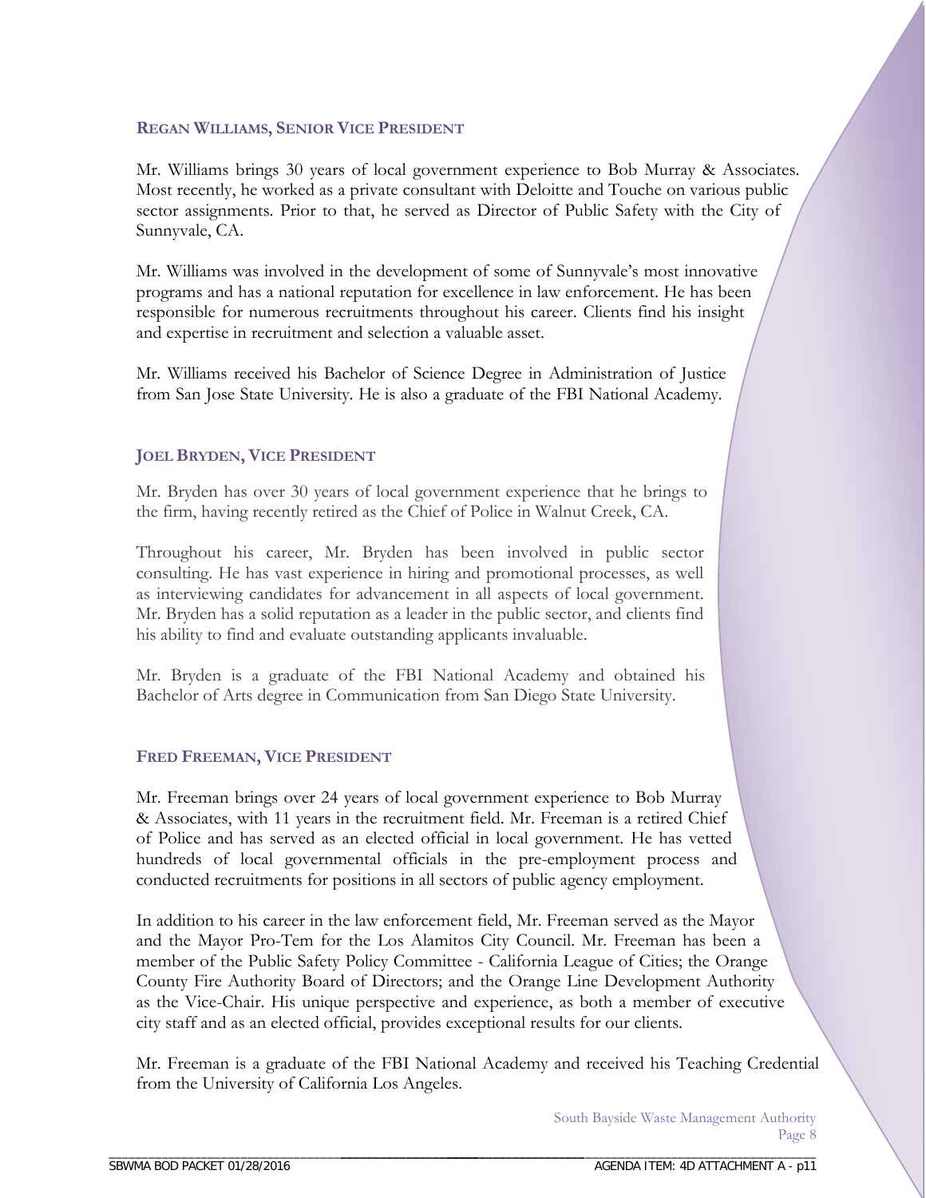### REGAN WILLIAMS, SENIOR VICE PRESIDENT

Mr. Williams brings 30 years of local government experience to Bob Murray & Associates. Most recently, he worked as a private consultant with Deloitte and Touche on various public sector assignments. Prior to that, he served as Director of Public Safety with the City of Sunnyvale, CA.

Mr. Williams was involved in the development of some of Sunnyvale's most innovative programs and has a national reputation for excellence in law enforcement. He has been responsible for numerous recruitments throughout his career. Clients find his insight and expertise in recruitment and selection a valuable asset.

Mr. Williams received his Bachelor of Science Degree in Administration of Justice from San Jose State University. He is also a graduate of the FBI National Academy.

### JOEL BRYDEN, VICE PRESIDENT

Mr. Bryden has over 30 years of local government experience that he brings to the firm, having recently retired as the Chief of Police in Walnut Creek, CA.

Throughout his career, Mr. Bryden has been involved in public sector consulting. He has vast experience in hiring and promotional processes, as well as interviewing candidates for advancement in all aspects of local government. Mr. Bryden has a solid reputation as a leader in the public sector, and clients find his ability to find and evaluate outstanding applicants invaluable.

Mr. Bryden is a graduate of the FBI National Academy and obtained his Bachelor of Arts degree in Communication from San Diego State University.

### FRED FREEMAN, VICE PRESIDENT

Mr. Freeman brings over 24 years of local government experience to Bob Murray & Associates, with 11 years in the recruitment field. Mr. Freeman is a retired Chief of Police and has served as an elected official in local government. He has vetted hundreds of local governmental officials in the pre-employment process and conducted recruitments for positions in all sectors of public agency employment.

In addition to his career in the law enforcement field, Mr. Freeman served as the Mayor and the Mayor Pro-Tem for the Los Alamitos City Council. Mr. Freeman has been a member of the Public Safety Policy Committee - California League of Cities; the Orange County Fire Authority Board of Directors; and the Orange Line Development Authority as the Vice-Chair. His unique perspective and experience, as both a member of executive city staff and as an elected official, provides exceptional results for our clients.

Mr. Freeman is a graduate of the FBI National Academy and received his Teaching Credential from the University of California Los Angeles.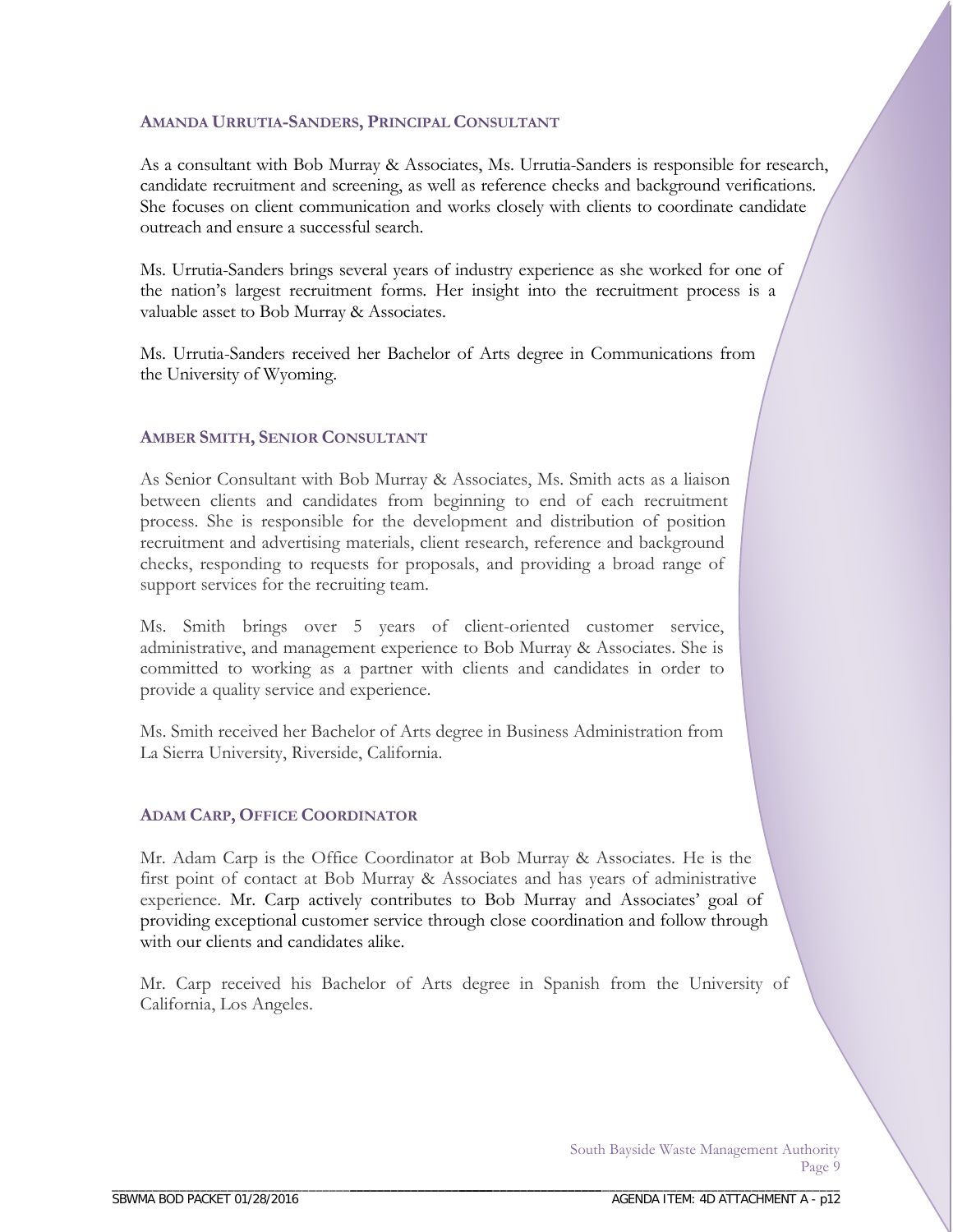### Amanda Urrutia-Sanders, Principal Consultant

As a consultant with Bob Murray & Associates, Ms. Urrutia-Sanders is responsible for research, candidate recruitment and screening, as well as reference checks and background verifications. She focuses on client communication and works closely with clients to coordinate candidate outreach and ensure a successful search.

Ms. Urrutia-Sanders brings several years of industry experience as she worked for one of the nation's largest recruitment forms. Her insight into the recruitment process is a valuable asset to Bob Murray & Associates.

Ms. Urrutia-Sanders received her Bachelor of Arts degree in Communications from the University of Wyoming.

### Amber Smith, Senior Consultant

As Senior Consultant with Bob Murray & Associates, Ms. Smith acts as a liaison between clients and candidates from beginning to end of each recruitment process. She is responsible for the development and distribution of position recruitment and advertising materials, client research, reference and background checks, responding to requests for proposals, and providing a broad range of support services for the recruiting team.

Ms. Smith brings over 5 years of client-oriented customer service, administrative, and management experience to Bob Murray & Associates. She is committed to working as a partner with clients and candidates in order to provide a quality service and experience.

Ms. Smith received her Bachelor of Arts degree in Business Administration from La Sierra University, Riverside, California.

### Adam Carp, Office Coordinator

Mr. Adam Carp is the Office Coordinator at Bob Murray & Associates. He is the first point of contact at Bob Murray & Associates and has years of administrative experience. Mr. Carp actively contributes to Bob Murray and Associates' goal of providing exceptional customer service through close coordination and follow through with our clients and candidates alike.

Mr. Carp received his Bachelor of Arts degree in Spanish from the University of California, Los Angeles.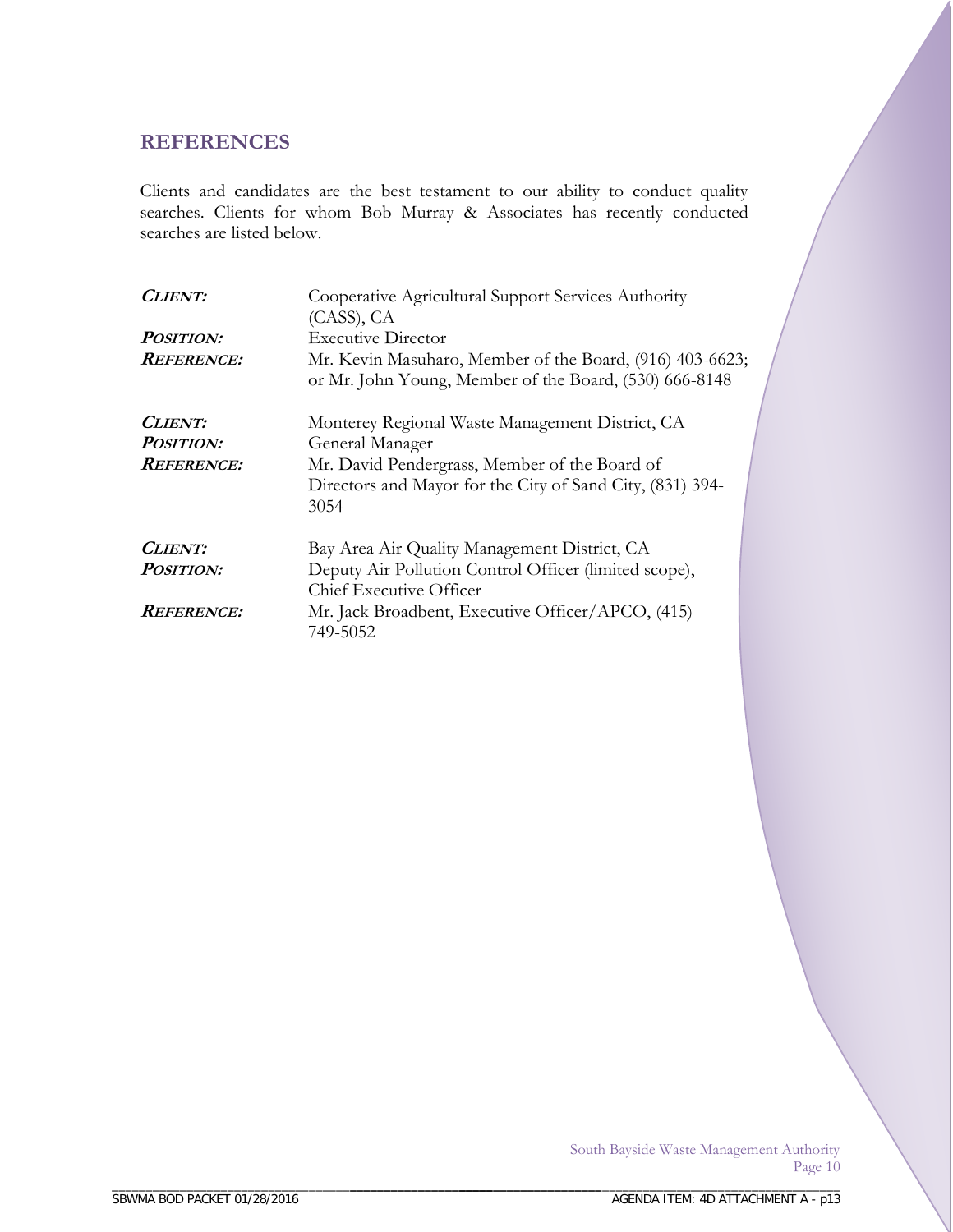## REFERENCES

Clients and candidates are the best testament to our ability to conduct quality searches. Clients for whom Bob Murray & Associates has recently conducted searches are listed below.

| | |
|---|---|
| ***CLIENT:*** | Cooperative Agricultural Support Services Authority (CASS), CA |
| ***POSITION:*** | Executive Director |
| ***REFERENCE:*** | Mr. Kevin Masuharo, Member of the Board, (916) 403-6623; or Mr. John Young, Member of the Board, (530) 666-8148 |

| | |
|---|---|
| ***CLIENT:*** | Monterey Regional Waste Management District, CA |
| ***POSITION:*** | General Manager |
| ***REFERENCE:*** | Mr. David Pendergrass, Member of the Board of Directors and Mayor for the City of Sand City, (831) 394-3054 |

| | |
|---|---|
| ***CLIENT:*** | Bay Area Air Quality Management District, CA |
| ***POSITION:*** | Deputy Air Pollution Control Officer (limited scope), Chief Executive Officer |
| ***REFERENCE:*** | Mr. Jack Broadbent, Executive Officer/APCO, (415) 749-5052 |